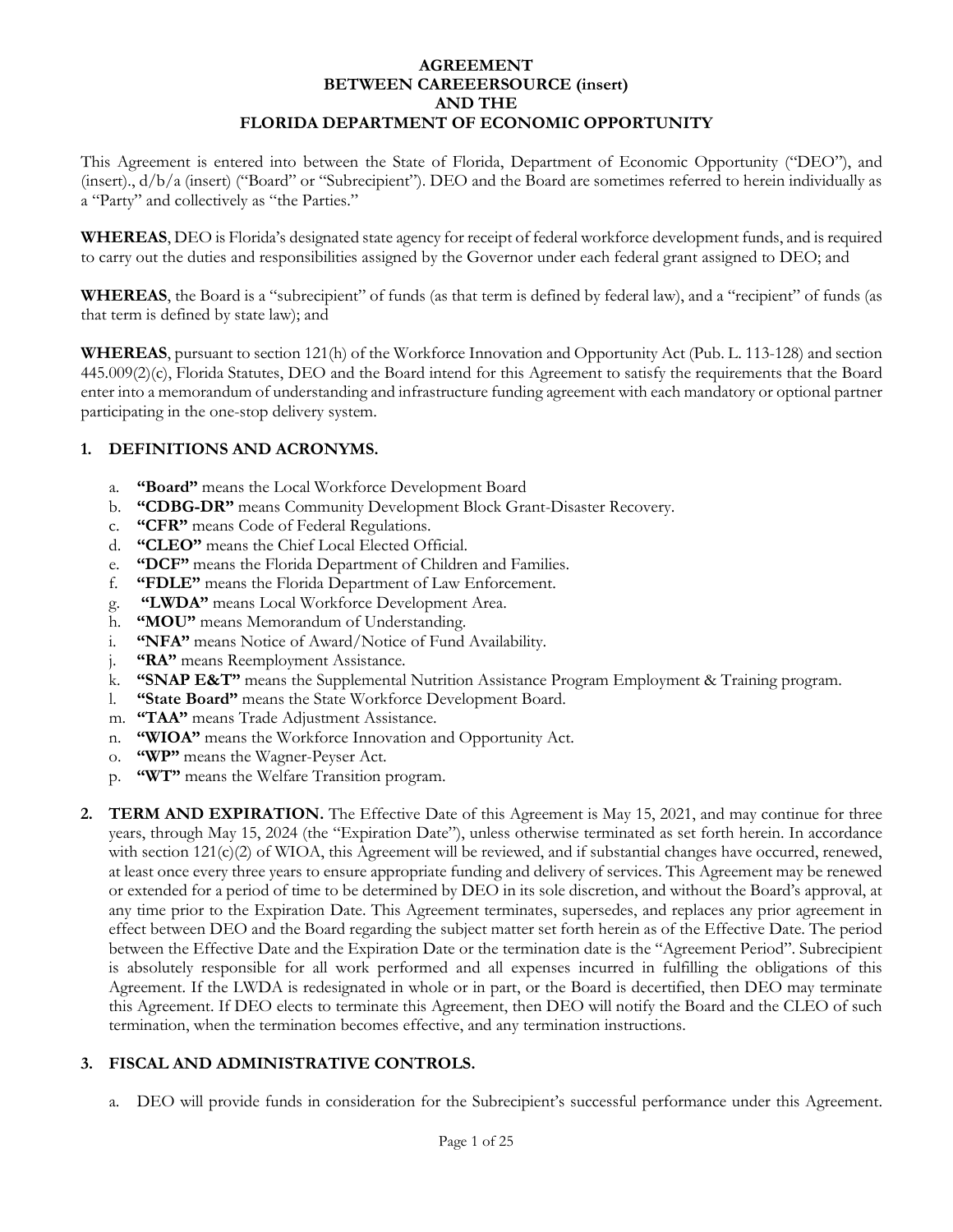**AGREEMENT**
**BETWEEN CAREEERSOURCE (insert)**
**AND THE**
**FLORIDA DEPARTMENT OF ECONOMIC OPPORTUNITY**

This Agreement is entered into between the State of Florida, Department of Economic Opportunity ("DEO"), and (insert)., d/b/a (insert) ("Board" or "Subrecipient"). DEO and the Board are sometimes referred to herein individually as a "Party" and collectively as "the Parties."

**WHEREAS**, DEO is Florida's designated state agency for receipt of federal workforce development funds, and is required to carry out the duties and responsibilities assigned by the Governor under each federal grant assigned to DEO; and

**WHEREAS**, the Board is a "subrecipient" of funds (as that term is defined by federal law), and a "recipient" of funds (as that term is defined by state law); and

**WHEREAS**, pursuant to section 121(h) of the Workforce Innovation and Opportunity Act (Pub. L. 113-128) and section 445.009(2)(c), Florida Statutes, DEO and the Board intend for this Agreement to satisfy the requirements that the Board enter into a memorandum of understanding and infrastructure funding agreement with each mandatory or optional partner participating in the one-stop delivery system.

## 1. DEFINITIONS AND ACRONYMS.

a. **"Board"** means the Local Workforce Development Board
b. **"CDBG-DR"** means Community Development Block Grant-Disaster Recovery.
c. **"CFR"** means Code of Federal Regulations.
d. **"CLEO"** means the Chief Local Elected Official.
e. **"DCF"** means the Florida Department of Children and Families.
f. **"FDLE"** means the Florida Department of Law Enforcement.
g. **"LWDA"** means Local Workforce Development Area.
h. **"MOU"** means Memorandum of Understanding.
i. **"NFA"** means Notice of Award/Notice of Fund Availability.
j. **"RA"** means Reemployment Assistance.
k. **"SNAP E&T"** means the Supplemental Nutrition Assistance Program Employment & Training program.
l. **"State Board"** means the State Workforce Development Board.
m. **"TAA"** means Trade Adjustment Assistance.
n. **"WIOA"** means the Workforce Innovation and Opportunity Act.
o. **"WP"** means the Wagner-Peyser Act.
p. **"WT"** means the Welfare Transition program.

## 2. TERM AND EXPIRATION.

The Effective Date of this Agreement is May 15, 2021, and may continue for three years, through May 15, 2024 (the "Expiration Date"), unless otherwise terminated as set forth herein. In accordance with section 121(c)(2) of WIOA, this Agreement will be reviewed, and if substantial changes have occurred, renewed, at least once every three years to ensure appropriate funding and delivery of services. This Agreement may be renewed or extended for a period of time to be determined by DEO in its sole discretion, and without the Board's approval, at any time prior to the Expiration Date. This Agreement terminates, supersedes, and replaces any prior agreement in effect between DEO and the Board regarding the subject matter set forth herein as of the Effective Date. The period between the Effective Date and the Expiration Date or the termination date is the "Agreement Period". Subrecipient is absolutely responsible for all work performed and all expenses incurred in fulfilling the obligations of this Agreement. If the LWDA is redesignated in whole or in part, or the Board is decertified, then DEO may terminate this Agreement. If DEO elects to terminate this Agreement, then DEO will notify the Board and the CLEO of such termination, when the termination becomes effective, and any termination instructions.

## 3. FISCAL AND ADMINISTRATIVE CONTROLS.

a. DEO will provide funds in consideration for the Subrecipient's successful performance under this Agreement.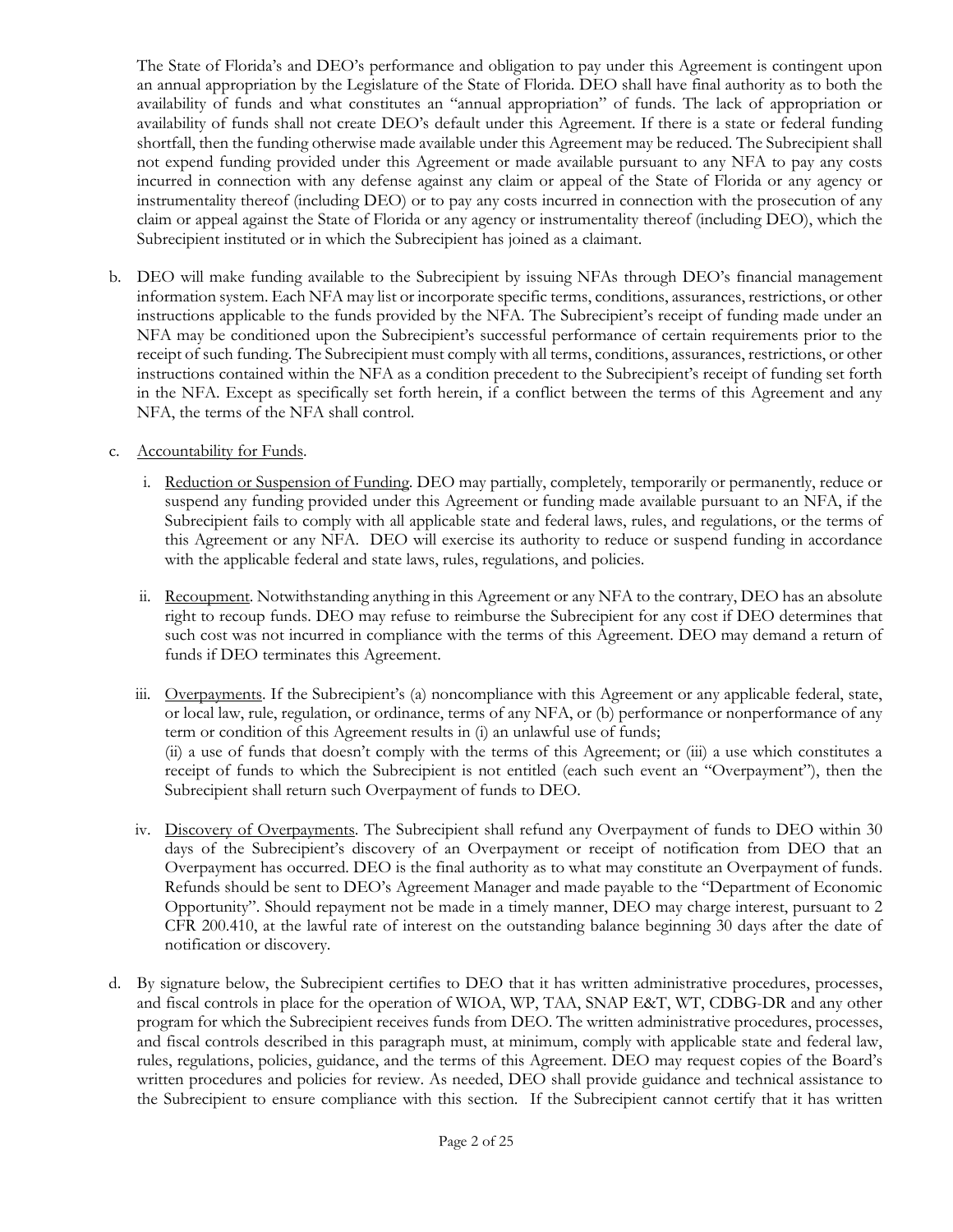The State of Florida's and DEO's performance and obligation to pay under this Agreement is contingent upon an annual appropriation by the Legislature of the State of Florida. DEO shall have final authority as to both the availability of funds and what constitutes an "annual appropriation" of funds. The lack of appropriation or availability of funds shall not create DEO's default under this Agreement. If there is a state or federal funding shortfall, then the funding otherwise made available under this Agreement may be reduced. The Subrecipient shall not expend funding provided under this Agreement or made available pursuant to any NFA to pay any costs incurred in connection with any defense against any claim or appeal of the State of Florida or any agency or instrumentality thereof (including DEO) or to pay any costs incurred in connection with the prosecution of any claim or appeal against the State of Florida or any agency or instrumentality thereof (including DEO), which the Subrecipient instituted or in which the Subrecipient has joined as a claimant.

b. DEO will make funding available to the Subrecipient by issuing NFAs through DEO's financial management information system. Each NFA may list or incorporate specific terms, conditions, assurances, restrictions, or other instructions applicable to the funds provided by the NFA. The Subrecipient's receipt of funding made under an NFA may be conditioned upon the Subrecipient's successful performance of certain requirements prior to the receipt of such funding. The Subrecipient must comply with all terms, conditions, assurances, restrictions, or other instructions contained within the NFA as a condition precedent to the Subrecipient's receipt of funding set forth in the NFA. Except as specifically set forth herein, if a conflict between the terms of this Agreement and any NFA, the terms of the NFA shall control.

c. Accountability for Funds.

   i. Reduction or Suspension of Funding. DEO may partially, completely, temporarily or permanently, reduce or suspend any funding provided under this Agreement or funding made available pursuant to an NFA, if the Subrecipient fails to comply with all applicable state and federal laws, rules, and regulations, or the terms of this Agreement or any NFA. DEO will exercise its authority to reduce or suspend funding in accordance with the applicable federal and state laws, rules, regulations, and policies.

   ii. Recoupment. Notwithstanding anything in this Agreement or any NFA to the contrary, DEO has an absolute right to recoup funds. DEO may refuse to reimburse the Subrecipient for any cost if DEO determines that such cost was not incurred in compliance with the terms of this Agreement. DEO may demand a return of funds if DEO terminates this Agreement.

   iii. Overpayments. If the Subrecipient's (a) noncompliance with this Agreement or any applicable federal, state, or local law, rule, regulation, or ordinance, terms of any NFA, or (b) performance or nonperformance of any term or condition of this Agreement results in (i) an unlawful use of funds; (ii) a use of funds that doesn't comply with the terms of this Agreement; or (iii) a use which constitutes a receipt of funds to which the Subrecipient is not entitled (each such event an "Overpayment"), then the Subrecipient shall return such Overpayment of funds to DEO.

   iv. Discovery of Overpayments. The Subrecipient shall refund any Overpayment of funds to DEO within 30 days of the Subrecipient's discovery of an Overpayment or receipt of notification from DEO that an Overpayment has occurred. DEO is the final authority as to what may constitute an Overpayment of funds. Refunds should be sent to DEO's Agreement Manager and made payable to the "Department of Economic Opportunity". Should repayment not be made in a timely manner, DEO may charge interest, pursuant to 2 CFR 200.410, at the lawful rate of interest on the outstanding balance beginning 30 days after the date of notification or discovery.

d. By signature below, the Subrecipient certifies to DEO that it has written administrative procedures, processes, and fiscal controls in place for the operation of WIOA, WP, TAA, SNAP E&T, WT, CDBG-DR and any other program for which the Subrecipient receives funds from DEO. The written administrative procedures, processes, and fiscal controls described in this paragraph must, at minimum, comply with applicable state and federal law, rules, regulations, policies, guidance, and the terms of this Agreement. DEO may request copies of the Board's written procedures and policies for review. As needed, DEO shall provide guidance and technical assistance to the Subrecipient to ensure compliance with this section. If the Subrecipient cannot certify that it has written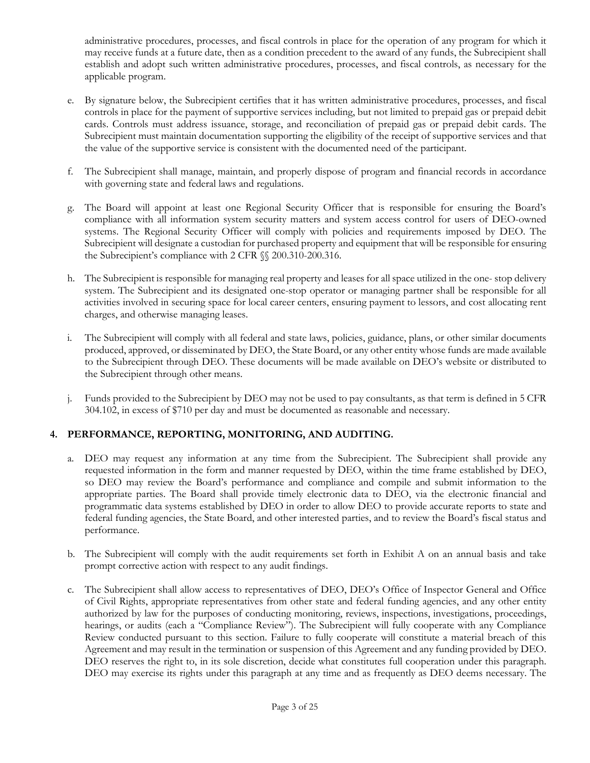administrative procedures, processes, and fiscal controls in place for the operation of any program for which it may receive funds at a future date, then as a condition precedent to the award of any funds, the Subrecipient shall establish and adopt such written administrative procedures, processes, and fiscal controls, as necessary for the applicable program.

e. By signature below, the Subrecipient certifies that it has written administrative procedures, processes, and fiscal controls in place for the payment of supportive services including, but not limited to prepaid gas or prepaid debit cards. Controls must address issuance, storage, and reconciliation of prepaid gas or prepaid debit cards. The Subrecipient must maintain documentation supporting the eligibility of the receipt of supportive services and that the value of the supportive service is consistent with the documented need of the participant.

f. The Subrecipient shall manage, maintain, and properly dispose of program and financial records in accordance with governing state and federal laws and regulations.

g. The Board will appoint at least one Regional Security Officer that is responsible for ensuring the Board's compliance with all information system security matters and system access control for users of DEO-owned systems. The Regional Security Officer will comply with policies and requirements imposed by DEO. The Subrecipient will designate a custodian for purchased property and equipment that will be responsible for ensuring the Subrecipient's compliance with 2 CFR §§ 200.310-200.316.

h. The Subrecipient is responsible for managing real property and leases for all space utilized in the one- stop delivery system. The Subrecipient and its designated one-stop operator or managing partner shall be responsible for all activities involved in securing space for local career centers, ensuring payment to lessors, and cost allocating rent charges, and otherwise managing leases.

i. The Subrecipient will comply with all federal and state laws, policies, guidance, plans, or other similar documents produced, approved, or disseminated by DEO, the State Board, or any other entity whose funds are made available to the Subrecipient through DEO. These documents will be made available on DEO's website or distributed to the Subrecipient through other means.

j. Funds provided to the Subrecipient by DEO may not be used to pay consultants, as that term is defined in 5 CFR 304.102, in excess of $710 per day and must be documented as reasonable and necessary.

## 4. PERFORMANCE, REPORTING, MONITORING, AND AUDITING.

a. DEO may request any information at any time from the Subrecipient. The Subrecipient shall provide any requested information in the form and manner requested by DEO, within the time frame established by DEO, so DEO may review the Board's performance and compliance and compile and submit information to the appropriate parties. The Board shall provide timely electronic data to DEO, via the electronic financial and programmatic data systems established by DEO in order to allow DEO to provide accurate reports to state and federal funding agencies, the State Board, and other interested parties, and to review the Board's fiscal status and performance.

b. The Subrecipient will comply with the audit requirements set forth in Exhibit A on an annual basis and take prompt corrective action with respect to any audit findings.

c. The Subrecipient shall allow access to representatives of DEO, DEO's Office of Inspector General and Office of Civil Rights, appropriate representatives from other state and federal funding agencies, and any other entity authorized by law for the purposes of conducting monitoring, reviews, inspections, investigations, proceedings, hearings, or audits (each a "Compliance Review"). The Subrecipient will fully cooperate with any Compliance Review conducted pursuant to this section. Failure to fully cooperate will constitute a material breach of this Agreement and may result in the termination or suspension of this Agreement and any funding provided by DEO. DEO reserves the right to, in its sole discretion, decide what constitutes full cooperation under this paragraph. DEO may exercise its rights under this paragraph at any time and as frequently as DEO deems necessary. The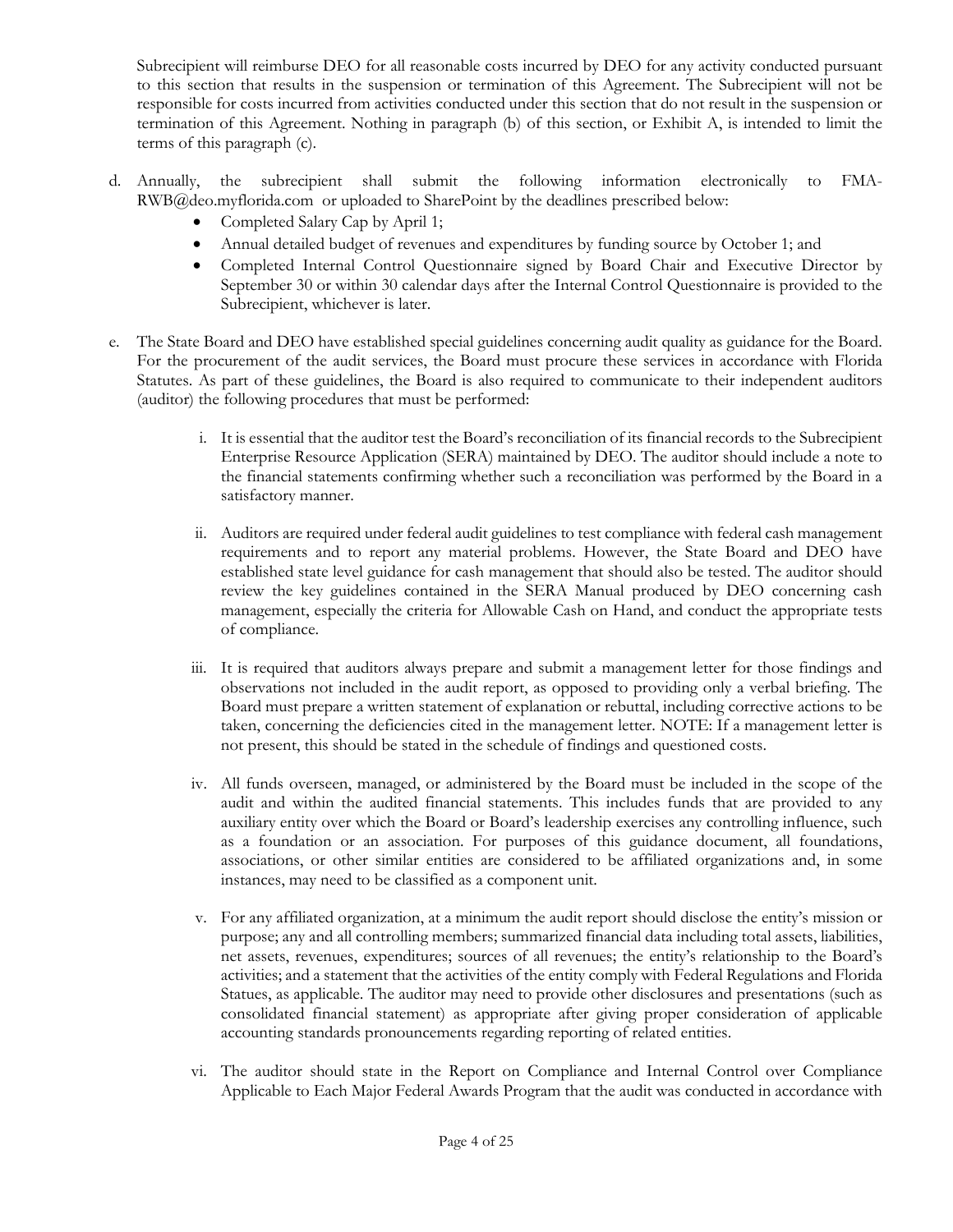Subrecipient will reimburse DEO for all reasonable costs incurred by DEO for any activity conducted pursuant to this section that results in the suspension or termination of this Agreement. The Subrecipient will not be responsible for costs incurred from activities conducted under this section that do not result in the suspension or termination of this Agreement. Nothing in paragraph (b) of this section, or Exhibit A, is intended to limit the terms of this paragraph (c).

d. Annually, the subrecipient shall submit the following information electronically to FMA-RWB@deo.myflorida.com or uploaded to SharePoint by the deadlines prescribed below:
   - Completed Salary Cap by April 1;
   - Annual detailed budget of revenues and expenditures by funding source by October 1; and
   - Completed Internal Control Questionnaire signed by Board Chair and Executive Director by September 30 or within 30 calendar days after the Internal Control Questionnaire is provided to the Subrecipient, whichever is later.

e. The State Board and DEO have established special guidelines concerning audit quality as guidance for the Board. For the procurement of the audit services, the Board must procure these services in accordance with Florida Statutes. As part of these guidelines, the Board is also required to communicate to their independent auditors (auditor) the following procedures that must be performed:

   i. It is essential that the auditor test the Board's reconciliation of its financial records to the Subrecipient Enterprise Resource Application (SERA) maintained by DEO. The auditor should include a note to the financial statements confirming whether such a reconciliation was performed by the Board in a satisfactory manner.

   ii. Auditors are required under federal audit guidelines to test compliance with federal cash management requirements and to report any material problems. However, the State Board and DEO have established state level guidance for cash management that should also be tested. The auditor should review the key guidelines contained in the SERA Manual produced by DEO concerning cash management, especially the criteria for Allowable Cash on Hand, and conduct the appropriate tests of compliance.

   iii. It is required that auditors always prepare and submit a management letter for those findings and observations not included in the audit report, as opposed to providing only a verbal briefing. The Board must prepare a written statement of explanation or rebuttal, including corrective actions to be taken, concerning the deficiencies cited in the management letter. NOTE: If a management letter is not present, this should be stated in the schedule of findings and questioned costs.

   iv. All funds overseen, managed, or administered by the Board must be included in the scope of the audit and within the audited financial statements. This includes funds that are provided to any auxiliary entity over which the Board or Board's leadership exercises any controlling influence, such as a foundation or an association. For purposes of this guidance document, all foundations, associations, or other similar entities are considered to be affiliated organizations and, in some instances, may need to be classified as a component unit.

   v. For any affiliated organization, at a minimum the audit report should disclose the entity's mission or purpose; any and all controlling members; summarized financial data including total assets, liabilities, net assets, revenues, expenditures; sources of all revenues; the entity's relationship to the Board's activities; and a statement that the activities of the entity comply with Federal Regulations and Florida Statues, as applicable. The auditor may need to provide other disclosures and presentations (such as consolidated financial statement) as appropriate after giving proper consideration of applicable accounting standards pronouncements regarding reporting of related entities.

   vi. The auditor should state in the Report on Compliance and Internal Control over Compliance Applicable to Each Major Federal Awards Program that the audit was conducted in accordance with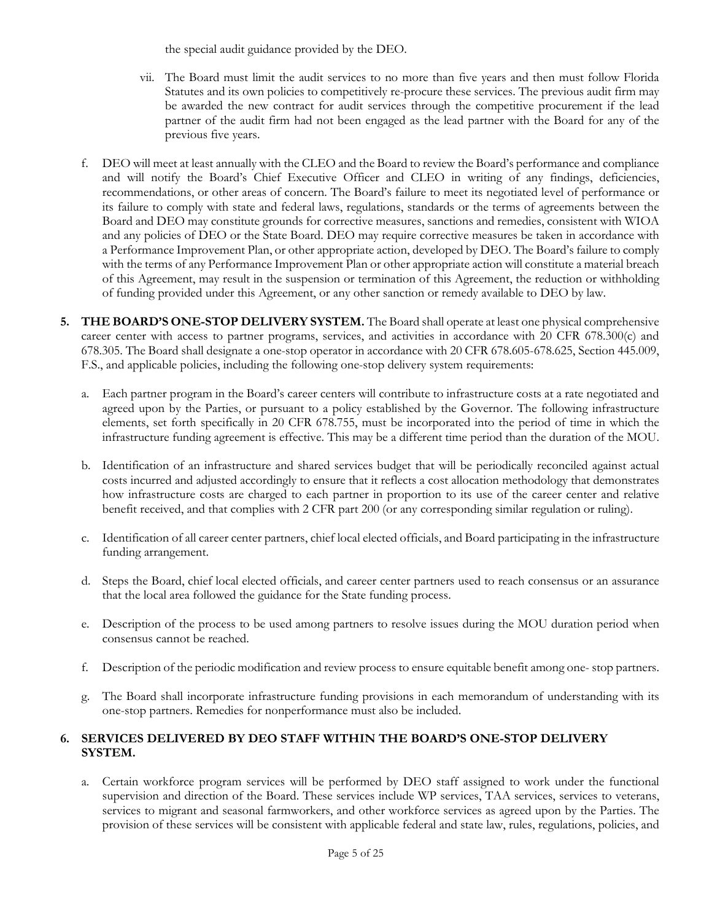the special audit guidance provided by the DEO.

vii. The Board must limit the audit services to no more than five years and then must follow Florida Statutes and its own policies to competitively re-procure these services. The previous audit firm may be awarded the new contract for audit services through the competitive procurement if the lead partner of the audit firm had not been engaged as the lead partner with the Board for any of the previous five years.

f. DEO will meet at least annually with the CLEO and the Board to review the Board's performance and compliance and will notify the Board's Chief Executive Officer and CLEO in writing of any findings, deficiencies, recommendations, or other areas of concern. The Board's failure to meet its negotiated level of performance or its failure to comply with state and federal laws, regulations, standards or the terms of agreements between the Board and DEO may constitute grounds for corrective measures, sanctions and remedies, consistent with WIOA and any policies of DEO or the State Board. DEO may require corrective measures be taken in accordance with a Performance Improvement Plan, or other appropriate action, developed by DEO. The Board's failure to comply with the terms of any Performance Improvement Plan or other appropriate action will constitute a material breach of this Agreement, may result in the suspension or termination of this Agreement, the reduction or withholding of funding provided under this Agreement, or any other sanction or remedy available to DEO by law.

**5. THE BOARD'S ONE-STOP DELIVERY SYSTEM.** The Board shall operate at least one physical comprehensive career center with access to partner programs, services, and activities in accordance with 20 CFR 678.300(c) and 678.305. The Board shall designate a one-stop operator in accordance with 20 CFR 678.605-678.625, Section 445.009, F.S., and applicable policies, including the following one-stop delivery system requirements:

a. Each partner program in the Board's career centers will contribute to infrastructure costs at a rate negotiated and agreed upon by the Parties, or pursuant to a policy established by the Governor. The following infrastructure elements, set forth specifically in 20 CFR 678.755, must be incorporated into the period of time in which the infrastructure funding agreement is effective. This may be a different time period than the duration of the MOU.

b. Identification of an infrastructure and shared services budget that will be periodically reconciled against actual costs incurred and adjusted accordingly to ensure that it reflects a cost allocation methodology that demonstrates how infrastructure costs are charged to each partner in proportion to its use of the career center and relative benefit received, and that complies with 2 CFR part 200 (or any corresponding similar regulation or ruling).

c. Identification of all career center partners, chief local elected officials, and Board participating in the infrastructure funding arrangement.

d. Steps the Board, chief local elected officials, and career center partners used to reach consensus or an assurance that the local area followed the guidance for the State funding process.

e. Description of the process to be used among partners to resolve issues during the MOU duration period when consensus cannot be reached.

f. Description of the periodic modification and review process to ensure equitable benefit among one- stop partners.

g. The Board shall incorporate infrastructure funding provisions in each memorandum of understanding with its one-stop partners. Remedies for nonperformance must also be included.

**6. SERVICES DELIVERED BY DEO STAFF WITHIN THE BOARD'S ONE-STOP DELIVERY SYSTEM.**

a. Certain workforce program services will be performed by DEO staff assigned to work under the functional supervision and direction of the Board. These services include WP services, TAA services, services to veterans, services to migrant and seasonal farmworkers, and other workforce services as agreed upon by the Parties. The provision of these services will be consistent with applicable federal and state law, rules, regulations, policies, and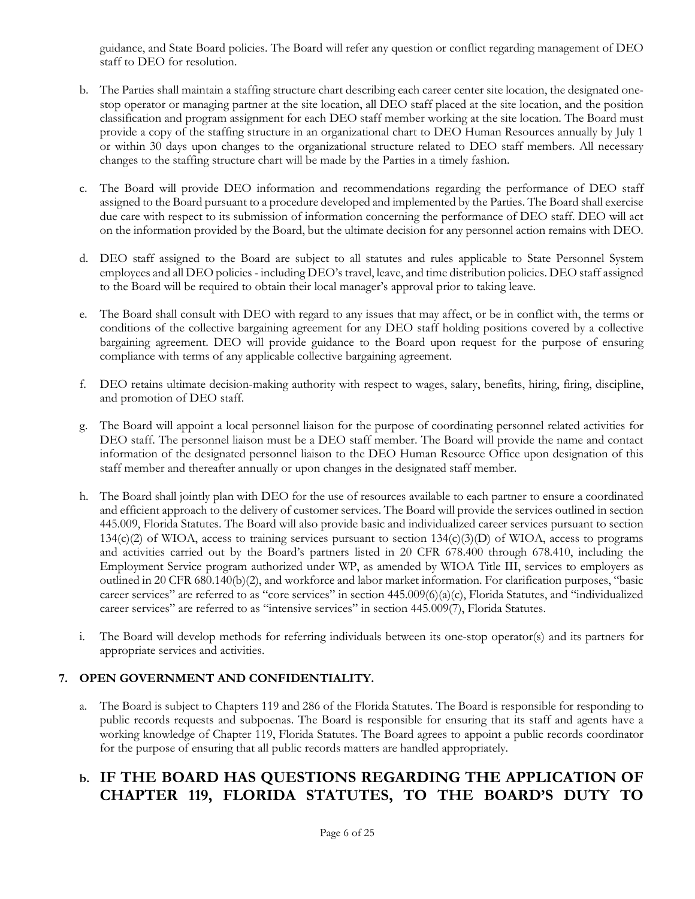guidance, and State Board policies. The Board will refer any question or conflict regarding management of DEO staff to DEO for resolution.

b. The Parties shall maintain a staffing structure chart describing each career center site location, the designated one-stop operator or managing partner at the site location, all DEO staff placed at the site location, and the position classification and program assignment for each DEO staff member working at the site location. The Board must provide a copy of the staffing structure in an organizational chart to DEO Human Resources annually by July 1 or within 30 days upon changes to the organizational structure related to DEO staff members. All necessary changes to the staffing structure chart will be made by the Parties in a timely fashion.

c. The Board will provide DEO information and recommendations regarding the performance of DEO staff assigned to the Board pursuant to a procedure developed and implemented by the Parties. The Board shall exercise due care with respect to its submission of information concerning the performance of DEO staff. DEO will act on the information provided by the Board, but the ultimate decision for any personnel action remains with DEO.

d. DEO staff assigned to the Board are subject to all statutes and rules applicable to State Personnel System employees and all DEO policies - including DEO's travel, leave, and time distribution policies. DEO staff assigned to the Board will be required to obtain their local manager's approval prior to taking leave.

e. The Board shall consult with DEO with regard to any issues that may affect, or be in conflict with, the terms or conditions of the collective bargaining agreement for any DEO staff holding positions covered by a collective bargaining agreement. DEO will provide guidance to the Board upon request for the purpose of ensuring compliance with terms of any applicable collective bargaining agreement.

f. DEO retains ultimate decision-making authority with respect to wages, salary, benefits, hiring, firing, discipline, and promotion of DEO staff.

g. The Board will appoint a local personnel liaison for the purpose of coordinating personnel related activities for DEO staff. The personnel liaison must be a DEO staff member. The Board will provide the name and contact information of the designated personnel liaison to the DEO Human Resource Office upon designation of this staff member and thereafter annually or upon changes in the designated staff member.

h. The Board shall jointly plan with DEO for the use of resources available to each partner to ensure a coordinated and efficient approach to the delivery of customer services. The Board will provide the services outlined in section 445.009, Florida Statutes. The Board will also provide basic and individualized career services pursuant to section 134(c)(2) of WIOA, access to training services pursuant to section 134(c)(3)(D) of WIOA, access to programs and activities carried out by the Board's partners listed in 20 CFR 678.400 through 678.410, including the Employment Service program authorized under WP, as amended by WIOA Title III, services to employers as outlined in 20 CFR 680.140(b)(2), and workforce and labor market information. For clarification purposes, "basic career services" are referred to as "core services" in section 445.009(6)(a)(c), Florida Statutes, and "individualized career services" are referred to as "intensive services" in section 445.009(7), Florida Statutes.

i. The Board will develop methods for referring individuals between its one-stop operator(s) and its partners for appropriate services and activities.

**7. OPEN GOVERNMENT AND CONFIDENTIALITY.**

a. The Board is subject to Chapters 119 and 286 of the Florida Statutes. The Board is responsible for responding to public records requests and subpoenas. The Board is responsible for ensuring that its staff and agents have a working knowledge of Chapter 119, Florida Statutes. The Board agrees to appoint a public records coordinator for the purpose of ensuring that all public records matters are handled appropriately.

## b. IF THE BOARD HAS QUESTIONS REGARDING THE APPLICATION OF CHAPTER 119, FLORIDA STATUTES, TO THE BOARD'S DUTY TO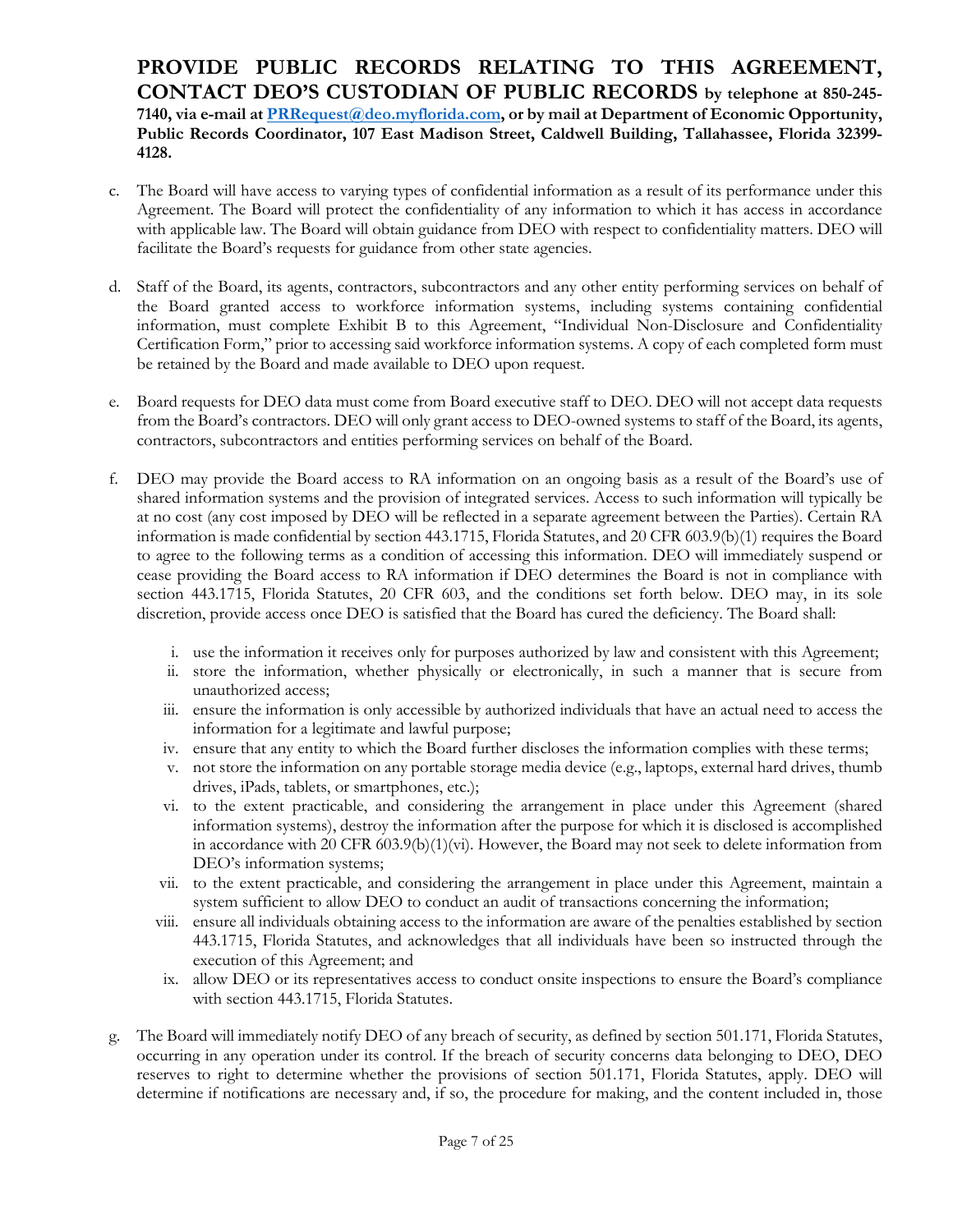**PROVIDE PUBLIC RECORDS RELATING TO THIS AGREEMENT, CONTACT DEO'S CUSTODIAN OF PUBLIC RECORDS by telephone at 850-245-7140, via e-mail at PRRequest@deo.myflorida.com, or by mail at Department of Economic Opportunity, Public Records Coordinator, 107 East Madison Street, Caldwell Building, Tallahassee, Florida 32399-4128.**

c. The Board will have access to varying types of confidential information as a result of its performance under this Agreement. The Board will protect the confidentiality of any information to which it has access in accordance with applicable law. The Board will obtain guidance from DEO with respect to confidentiality matters. DEO will facilitate the Board's requests for guidance from other state agencies.

d. Staff of the Board, its agents, contractors, subcontractors and any other entity performing services on behalf of the Board granted access to workforce information systems, including systems containing confidential information, must complete Exhibit B to this Agreement, "Individual Non-Disclosure and Confidentiality Certification Form," prior to accessing said workforce information systems. A copy of each completed form must be retained by the Board and made available to DEO upon request.

e. Board requests for DEO data must come from Board executive staff to DEO. DEO will not accept data requests from the Board's contractors. DEO will only grant access to DEO-owned systems to staff of the Board, its agents, contractors, subcontractors and entities performing services on behalf of the Board.

f. DEO may provide the Board access to RA information on an ongoing basis as a result of the Board's use of shared information systems and the provision of integrated services. Access to such information will typically be at no cost (any cost imposed by DEO will be reflected in a separate agreement between the Parties). Certain RA information is made confidential by section 443.1715, Florida Statutes, and 20 CFR 603.9(b)(1) requires the Board to agree to the following terms as a condition of accessing this information. DEO will immediately suspend or cease providing the Board access to RA information if DEO determines the Board is not in compliance with section 443.1715, Florida Statutes, 20 CFR 603, and the conditions set forth below. DEO may, in its sole discretion, provide access once DEO is satisfied that the Board has cured the deficiency. The Board shall:

   i. use the information it receives only for purposes authorized by law and consistent with this Agreement;
   ii. store the information, whether physically or electronically, in such a manner that is secure from unauthorized access;
   iii. ensure the information is only accessible by authorized individuals that have an actual need to access the information for a legitimate and lawful purpose;
   iv. ensure that any entity to which the Board further discloses the information complies with these terms;
   v. not store the information on any portable storage media device (e.g., laptops, external hard drives, thumb drives, iPads, tablets, or smartphones, etc.);
   vi. to the extent practicable, and considering the arrangement in place under this Agreement (shared information systems), destroy the information after the purpose for which it is disclosed is accomplished in accordance with 20 CFR 603.9(b)(1)(vi). However, the Board may not seek to delete information from DEO's information systems;
   vii. to the extent practicable, and considering the arrangement in place under this Agreement, maintain a system sufficient to allow DEO to conduct an audit of transactions concerning the information;
   viii. ensure all individuals obtaining access to the information are aware of the penalties established by section 443.1715, Florida Statutes, and acknowledges that all individuals have been so instructed through the execution of this Agreement; and
   ix. allow DEO or its representatives access to conduct onsite inspections to ensure the Board's compliance with section 443.1715, Florida Statutes.

g. The Board will immediately notify DEO of any breach of security, as defined by section 501.171, Florida Statutes, occurring in any operation under its control. If the breach of security concerns data belonging to DEO, DEO reserves to right to determine whether the provisions of section 501.171, Florida Statutes, apply. DEO will determine if notifications are necessary and, if so, the procedure for making, and the content included in, those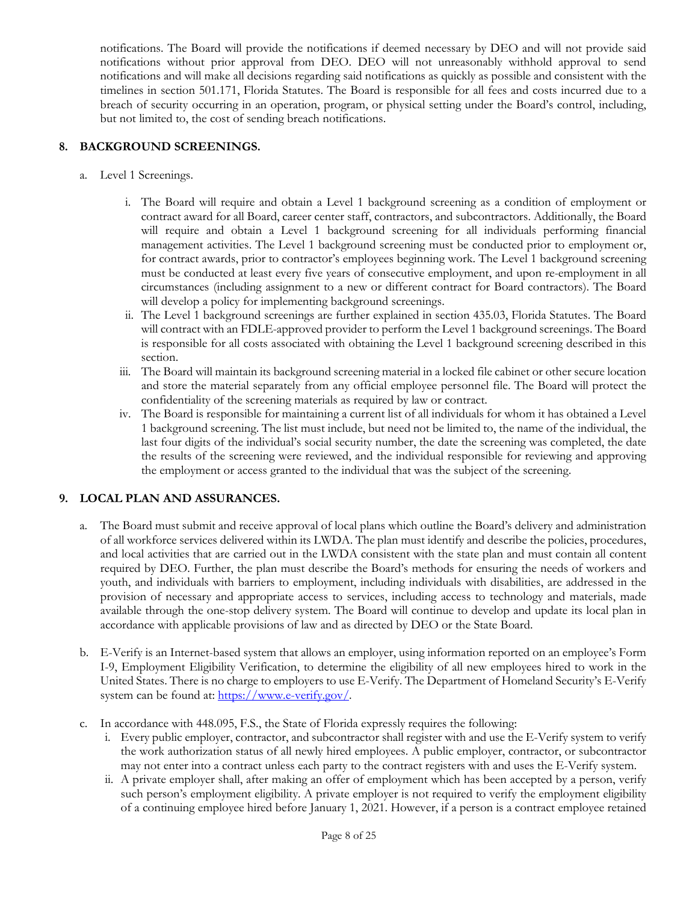notifications. The Board will provide the notifications if deemed necessary by DEO and will not provide said notifications without prior approval from DEO. DEO will not unreasonably withhold approval to send notifications and will make all decisions regarding said notifications as quickly as possible and consistent with the timelines in section 501.171, Florida Statutes. The Board is responsible for all fees and costs incurred due to a breach of security occurring in an operation, program, or physical setting under the Board's control, including, but not limited to, the cost of sending breach notifications.

## 8. BACKGROUND SCREENINGS.

a. Level 1 Screenings.

   i. The Board will require and obtain a Level 1 background screening as a condition of employment or contract award for all Board, career center staff, contractors, and subcontractors. Additionally, the Board will require and obtain a Level 1 background screening for all individuals performing financial management activities. The Level 1 background screening must be conducted prior to employment or, for contract awards, prior to contractor's employees beginning work. The Level 1 background screening must be conducted at least every five years of consecutive employment, and upon re-employment in all circumstances (including assignment to a new or different contract for Board contractors). The Board will develop a policy for implementing background screenings.

   ii. The Level 1 background screenings are further explained in section 435.03, Florida Statutes. The Board will contract with an FDLE-approved provider to perform the Level 1 background screenings. The Board is responsible for all costs associated with obtaining the Level 1 background screening described in this section.

   iii. The Board will maintain its background screening material in a locked file cabinet or other secure location and store the material separately from any official employee personnel file. The Board will protect the confidentiality of the screening materials as required by law or contract.

   iv. The Board is responsible for maintaining a current list of all individuals for whom it has obtained a Level 1 background screening. The list must include, but need not be limited to, the name of the individual, the last four digits of the individual's social security number, the date the screening was completed, the date the results of the screening were reviewed, and the individual responsible for reviewing and approving the employment or access granted to the individual that was the subject of the screening.

## 9. LOCAL PLAN AND ASSURANCES.

a. The Board must submit and receive approval of local plans which outline the Board's delivery and administration of all workforce services delivered within its LWDA. The plan must identify and describe the policies, procedures, and local activities that are carried out in the LWDA consistent with the state plan and must contain all content required by DEO. Further, the plan must describe the Board's methods for ensuring the needs of workers and youth, and individuals with barriers to employment, including individuals with disabilities, are addressed in the provision of necessary and appropriate access to services, including access to technology and materials, made available through the one-stop delivery system. The Board will continue to develop and update its local plan in accordance with applicable provisions of law and as directed by DEO or the State Board.

b. E-Verify is an Internet-based system that allows an employer, using information reported on an employee's Form I-9, Employment Eligibility Verification, to determine the eligibility of all new employees hired to work in the United States. There is no charge to employers to use E-Verify. The Department of Homeland Security's E-Verify system can be found at: [https://www.e-verify.gov/](https://www.e-verify.gov/).

c. In accordance with 448.095, F.S., the State of Florida expressly requires the following:

   i. Every public employer, contractor, and subcontractor shall register with and use the E-Verify system to verify the work authorization status of all newly hired employees. A public employer, contractor, or subcontractor may not enter into a contract unless each party to the contract registers with and uses the E-Verify system.

   ii. A private employer shall, after making an offer of employment which has been accepted by a person, verify such person's employment eligibility. A private employer is not required to verify the employment eligibility of a continuing employee hired before January 1, 2021. However, if a person is a contract employee retained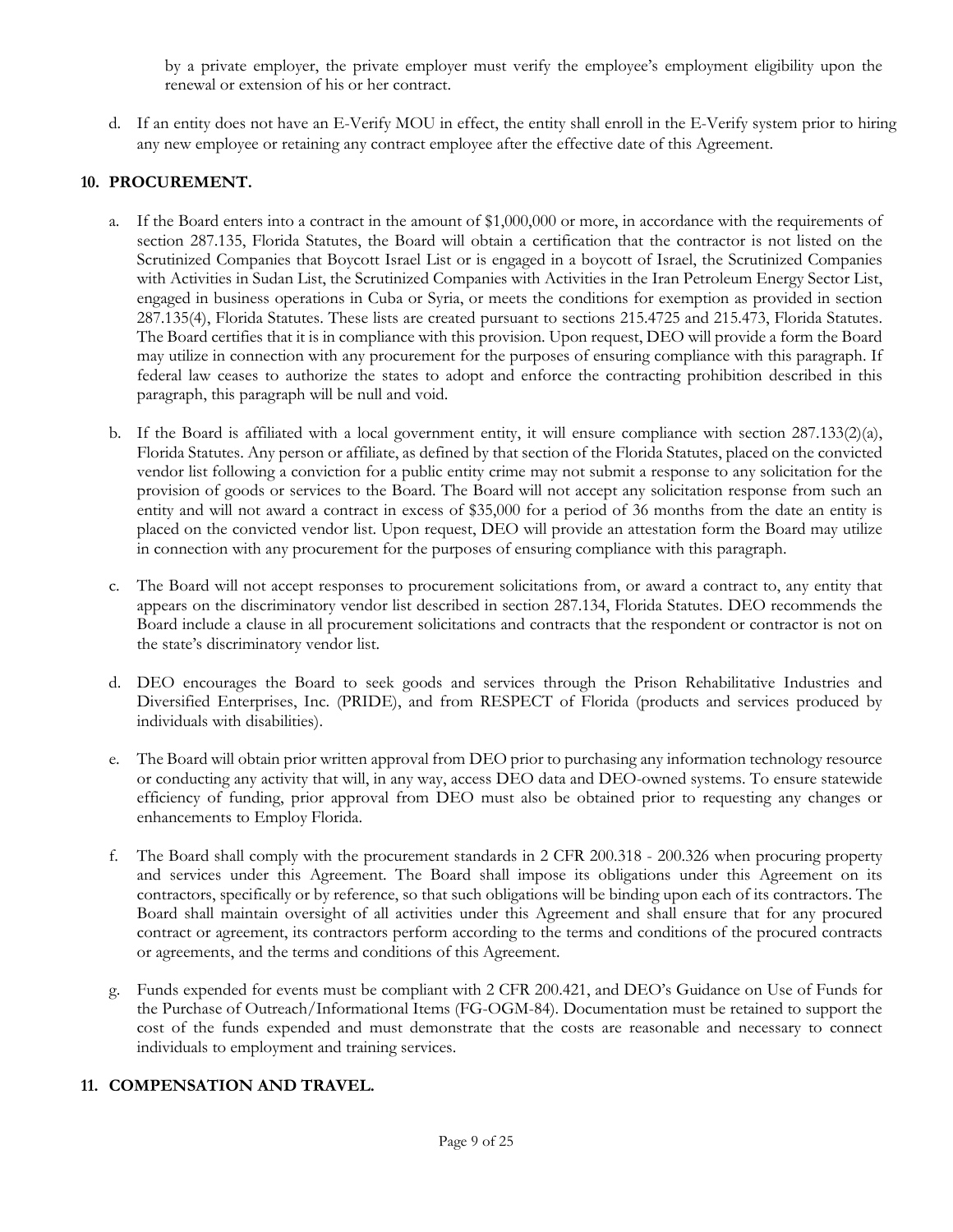by a private employer, the private employer must verify the employee's employment eligibility upon the renewal or extension of his or her contract.

d. If an entity does not have an E-Verify MOU in effect, the entity shall enroll in the E-Verify system prior to hiring any new employee or retaining any contract employee after the effective date of this Agreement.

## 10. PROCUREMENT.

a. If the Board enters into a contract in the amount of $1,000,000 or more, in accordance with the requirements of section 287.135, Florida Statutes, the Board will obtain a certification that the contractor is not listed on the Scrutinized Companies that Boycott Israel List or is engaged in a boycott of Israel, the Scrutinized Companies with Activities in Sudan List, the Scrutinized Companies with Activities in the Iran Petroleum Energy Sector List, engaged in business operations in Cuba or Syria, or meets the conditions for exemption as provided in section 287.135(4), Florida Statutes. These lists are created pursuant to sections 215.4725 and 215.473, Florida Statutes. The Board certifies that it is in compliance with this provision. Upon request, DEO will provide a form the Board may utilize in connection with any procurement for the purposes of ensuring compliance with this paragraph. If federal law ceases to authorize the states to adopt and enforce the contracting prohibition described in this paragraph, this paragraph will be null and void.

b. If the Board is affiliated with a local government entity, it will ensure compliance with section 287.133(2)(a), Florida Statutes. Any person or affiliate, as defined by that section of the Florida Statutes, placed on the convicted vendor list following a conviction for a public entity crime may not submit a response to any solicitation for the provision of goods or services to the Board. The Board will not accept any solicitation response from such an entity and will not award a contract in excess of $35,000 for a period of 36 months from the date an entity is placed on the convicted vendor list. Upon request, DEO will provide an attestation form the Board may utilize in connection with any procurement for the purposes of ensuring compliance with this paragraph.

c. The Board will not accept responses to procurement solicitations from, or award a contract to, any entity that appears on the discriminatory vendor list described in section 287.134, Florida Statutes. DEO recommends the Board include a clause in all procurement solicitations and contracts that the respondent or contractor is not on the state's discriminatory vendor list.

d. DEO encourages the Board to seek goods and services through the Prison Rehabilitative Industries and Diversified Enterprises, Inc. (PRIDE), and from RESPECT of Florida (products and services produced by individuals with disabilities).

e. The Board will obtain prior written approval from DEO prior to purchasing any information technology resource or conducting any activity that will, in any way, access DEO data and DEO-owned systems. To ensure statewide efficiency of funding, prior approval from DEO must also be obtained prior to requesting any changes or enhancements to Employ Florida.

f. The Board shall comply with the procurement standards in 2 CFR 200.318 - 200.326 when procuring property and services under this Agreement. The Board shall impose its obligations under this Agreement on its contractors, specifically or by reference, so that such obligations will be binding upon each of its contractors. The Board shall maintain oversight of all activities under this Agreement and shall ensure that for any procured contract or agreement, its contractors perform according to the terms and conditions of the procured contracts or agreements, and the terms and conditions of this Agreement.

g. Funds expended for events must be compliant with 2 CFR 200.421, and DEO's Guidance on Use of Funds for the Purchase of Outreach/Informational Items (FG-OGM-84). Documentation must be retained to support the cost of the funds expended and must demonstrate that the costs are reasonable and necessary to connect individuals to employment and training services.

## 11. COMPENSATION AND TRAVEL.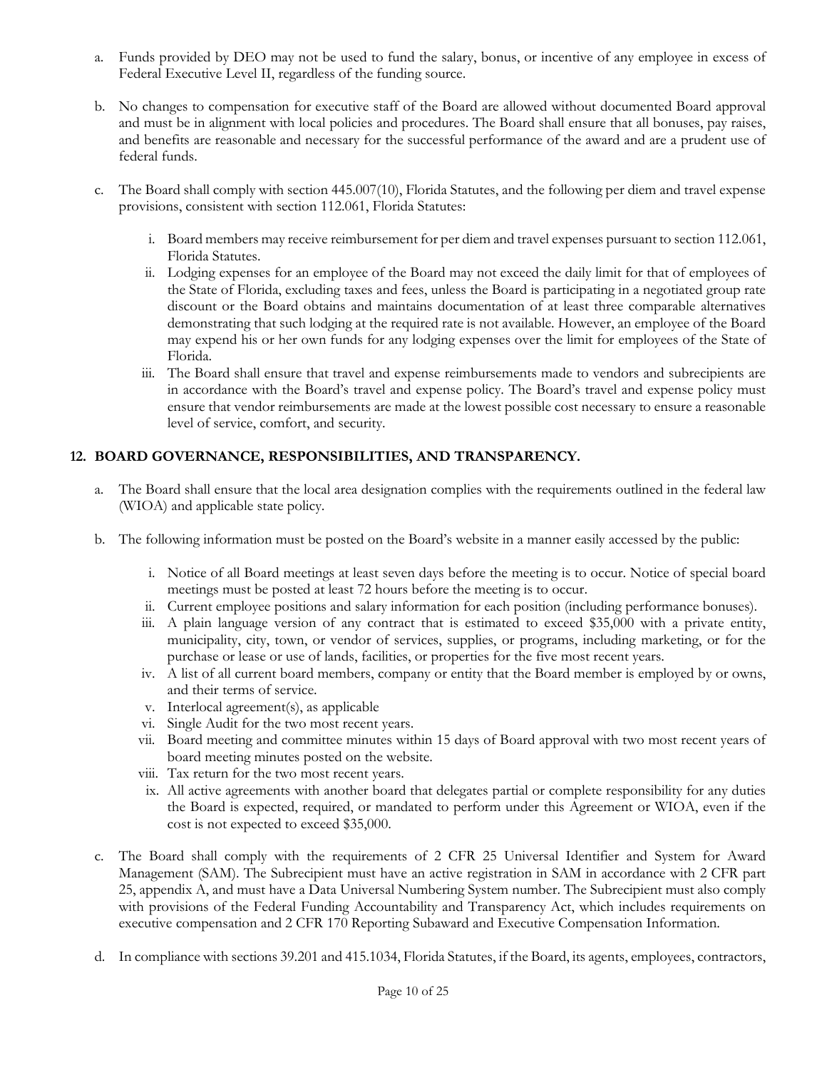a. Funds provided by DEO may not be used to fund the salary, bonus, or incentive of any employee in excess of Federal Executive Level II, regardless of the funding source.

b. No changes to compensation for executive staff of the Board are allowed without documented Board approval and must be in alignment with local policies and procedures. The Board shall ensure that all bonuses, pay raises, and benefits are reasonable and necessary for the successful performance of the award and are a prudent use of federal funds.

c. The Board shall comply with section 445.007(10), Florida Statutes, and the following per diem and travel expense provisions, consistent with section 112.061, Florida Statutes:

   i. Board members may receive reimbursement for per diem and travel expenses pursuant to section 112.061, Florida Statutes.
   ii. Lodging expenses for an employee of the Board may not exceed the daily limit for that of employees of the State of Florida, excluding taxes and fees, unless the Board is participating in a negotiated group rate discount or the Board obtains and maintains documentation of at least three comparable alternatives demonstrating that such lodging at the required rate is not available. However, an employee of the Board may expend his or her own funds for any lodging expenses over the limit for employees of the State of Florida.
   iii. The Board shall ensure that travel and expense reimbursements made to vendors and subrecipients are in accordance with the Board's travel and expense policy. The Board's travel and expense policy must ensure that vendor reimbursements are made at the lowest possible cost necessary to ensure a reasonable level of service, comfort, and security.

## 12. BOARD GOVERNANCE, RESPONSIBILITIES, AND TRANSPARENCY.

a. The Board shall ensure that the local area designation complies with the requirements outlined in the federal law (WIOA) and applicable state policy.

b. The following information must be posted on the Board's website in a manner easily accessed by the public:

   i. Notice of all Board meetings at least seven days before the meeting is to occur. Notice of special board meetings must be posted at least 72 hours before the meeting is to occur.
   ii. Current employee positions and salary information for each position (including performance bonuses).
   iii. A plain language version of any contract that is estimated to exceed $35,000 with a private entity, municipality, city, town, or vendor of services, supplies, or programs, including marketing, or for the purchase or lease or use of lands, facilities, or properties for the five most recent years.
   iv. A list of all current board members, company or entity that the Board member is employed by or owns, and their terms of service.
   v. Interlocal agreement(s), as applicable
   vi. Single Audit for the two most recent years.
   vii. Board meeting and committee minutes within 15 days of Board approval with two most recent years of board meeting minutes posted on the website.
   viii. Tax return for the two most recent years.
   ix. All active agreements with another board that delegates partial or complete responsibility for any duties the Board is expected, required, or mandated to perform under this Agreement or WIOA, even if the cost is not expected to exceed $35,000.

c. The Board shall comply with the requirements of 2 CFR 25 Universal Identifier and System for Award Management (SAM). The Subrecipient must have an active registration in SAM in accordance with 2 CFR part 25, appendix A, and must have a Data Universal Numbering System number. The Subrecipient must also comply with provisions of the Federal Funding Accountability and Transparency Act, which includes requirements on executive compensation and 2 CFR 170 Reporting Subaward and Executive Compensation Information.

d. In compliance with sections 39.201 and 415.1034, Florida Statutes, if the Board, its agents, employees, contractors,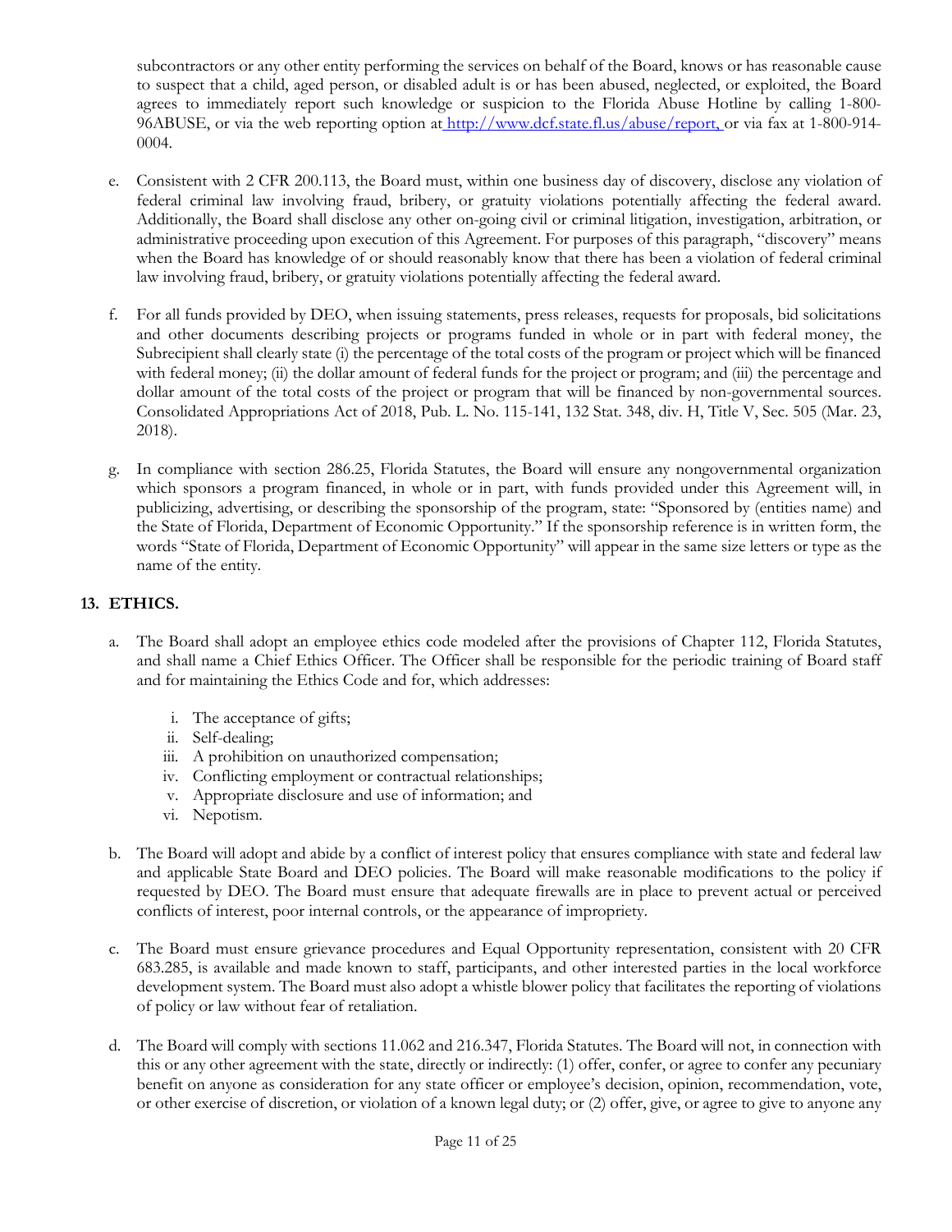subcontractors or any other entity performing the services on behalf of the Board, knows or has reasonable cause to suspect that a child, aged person, or disabled adult is or has been abused, neglected, or exploited, the Board agrees to immediately report such knowledge or suspicion to the Florida Abuse Hotline by calling 1-800-96ABUSE, or via the web reporting option at http://www.dcf.state.fl.us/abuse/report, or via fax at 1-800-914-0004.

e. Consistent with 2 CFR 200.113, the Board must, within one business day of discovery, disclose any violation of federal criminal law involving fraud, bribery, or gratuity violations potentially affecting the federal award. Additionally, the Board shall disclose any other on-going civil or criminal litigation, investigation, arbitration, or administrative proceeding upon execution of this Agreement. For purposes of this paragraph, "discovery" means when the Board has knowledge of or should reasonably know that there has been a violation of federal criminal law involving fraud, bribery, or gratuity violations potentially affecting the federal award.

f. For all funds provided by DEO, when issuing statements, press releases, requests for proposals, bid solicitations and other documents describing projects or programs funded in whole or in part with federal money, the Subrecipient shall clearly state (i) the percentage of the total costs of the program or project which will be financed with federal money; (ii) the dollar amount of federal funds for the project or program; and (iii) the percentage and dollar amount of the total costs of the project or program that will be financed by non-governmental sources. Consolidated Appropriations Act of 2018, Pub. L. No. 115-141, 132 Stat. 348, div. H, Title V, Sec. 505 (Mar. 23, 2018).

g. In compliance with section 286.25, Florida Statutes, the Board will ensure any nongovernmental organization which sponsors a program financed, in whole or in part, with funds provided under this Agreement will, in publicizing, advertising, or describing the sponsorship of the program, state: "Sponsored by (entities name) and the State of Florida, Department of Economic Opportunity." If the sponsorship reference is in written form, the words "State of Florida, Department of Economic Opportunity" will appear in the same size letters or type as the name of the entity.

## 13. ETHICS.

a. The Board shall adopt an employee ethics code modeled after the provisions of Chapter 112, Florida Statutes, and shall name a Chief Ethics Officer. The Officer shall be responsible for the periodic training of Board staff and for maintaining the Ethics Code and for, which addresses:

   i. The acceptance of gifts;
   ii. Self-dealing;
   iii. A prohibition on unauthorized compensation;
   iv. Conflicting employment or contractual relationships;
   v. Appropriate disclosure and use of information; and
   vi. Nepotism.

b. The Board will adopt and abide by a conflict of interest policy that ensures compliance with state and federal law and applicable State Board and DEO policies. The Board will make reasonable modifications to the policy if requested by DEO. The Board must ensure that adequate firewalls are in place to prevent actual or perceived conflicts of interest, poor internal controls, or the appearance of impropriety.

c. The Board must ensure grievance procedures and Equal Opportunity representation, consistent with 20 CFR 683.285, is available and made known to staff, participants, and other interested parties in the local workforce development system. The Board must also adopt a whistle blower policy that facilitates the reporting of violations of policy or law without fear of retaliation.

d. The Board will comply with sections 11.062 and 216.347, Florida Statutes. The Board will not, in connection with this or any other agreement with the state, directly or indirectly: (1) offer, confer, or agree to confer any pecuniary benefit on anyone as consideration for any state officer or employee's decision, opinion, recommendation, vote, or other exercise of discretion, or violation of a known legal duty; or (2) offer, give, or agree to give to anyone any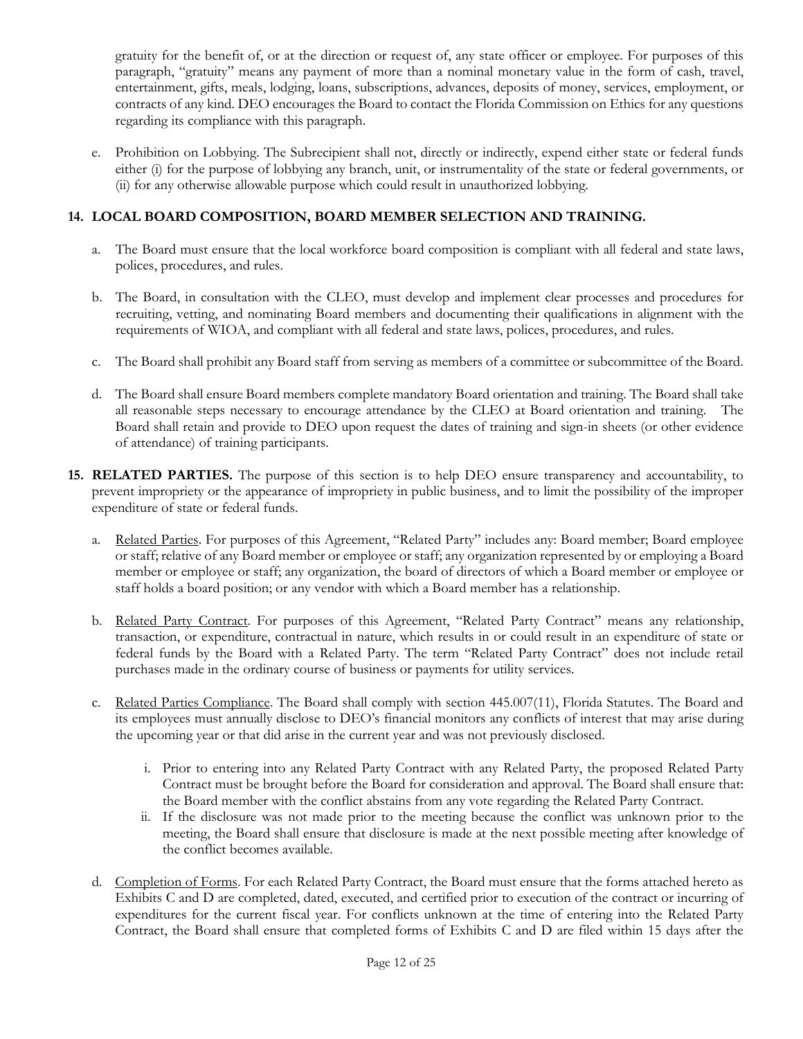gratuity for the benefit of, or at the direction or request of, any state officer or employee. For purposes of this paragraph, "gratuity" means any payment of more than a nominal monetary value in the form of cash, travel, entertainment, gifts, meals, lodging, loans, subscriptions, advances, deposits of money, services, employment, or contracts of any kind. DEO encourages the Board to contact the Florida Commission on Ethics for any questions regarding its compliance with this paragraph.

e. Prohibition on Lobbying. The Subrecipient shall not, directly or indirectly, expend either state or federal funds either (i) for the purpose of lobbying any branch, unit, or instrumentality of the state or federal governments, or (ii) for any otherwise allowable purpose which could result in unauthorized lobbying.

## 14. LOCAL BOARD COMPOSITION, BOARD MEMBER SELECTION AND TRAINING.

a. The Board must ensure that the local workforce board composition is compliant with all federal and state laws, polices, procedures, and rules.

b. The Board, in consultation with the CLEO, must develop and implement clear processes and procedures for recruiting, vetting, and nominating Board members and documenting their qualifications in alignment with the requirements of WIOA, and compliant with all federal and state laws, polices, procedures, and rules.

c. The Board shall prohibit any Board staff from serving as members of a committee or subcommittee of the Board.

d. The Board shall ensure Board members complete mandatory Board orientation and training. The Board shall take all reasonable steps necessary to encourage attendance by the CLEO at Board orientation and training. The Board shall retain and provide to DEO upon request the dates of training and sign-in sheets (or other evidence of attendance) of training participants.

**15. RELATED PARTIES.** The purpose of this section is to help DEO ensure transparency and accountability, to prevent impropriety or the appearance of impropriety in public business, and to limit the possibility of the improper expenditure of state or federal funds.

a. Related Parties. For purposes of this Agreement, "Related Party" includes any: Board member; Board employee or staff; relative of any Board member or employee or staff; any organization represented by or employing a Board member or employee or staff; any organization, the board of directors of which a Board member or employee or staff holds a board position; or any vendor with which a Board member has a relationship.

b. Related Party Contract. For purposes of this Agreement, "Related Party Contract" means any relationship, transaction, or expenditure, contractual in nature, which results in or could result in an expenditure of state or federal funds by the Board with a Related Party. The term "Related Party Contract" does not include retail purchases made in the ordinary course of business or payments for utility services.

c. Related Parties Compliance. The Board shall comply with section 445.007(11), Florida Statutes. The Board and its employees must annually disclose to DEO's financial monitors any conflicts of interest that may arise during the upcoming year or that did arise in the current year and was not previously disclosed.

   i. Prior to entering into any Related Party Contract with any Related Party, the proposed Related Party Contract must be brought before the Board for consideration and approval. The Board shall ensure that: the Board member with the conflict abstains from any vote regarding the Related Party Contract.

   ii. If the disclosure was not made prior to the meeting because the conflict was unknown prior to the meeting, the Board shall ensure that disclosure is made at the next possible meeting after knowledge of the conflict becomes available.

d. Completion of Forms. For each Related Party Contract, the Board must ensure that the forms attached hereto as Exhibits C and D are completed, dated, executed, and certified prior to execution of the contract or incurring of expenditures for the current fiscal year. For conflicts unknown at the time of entering into the Related Party Contract, the Board shall ensure that completed forms of Exhibits C and D are filed within 15 days after the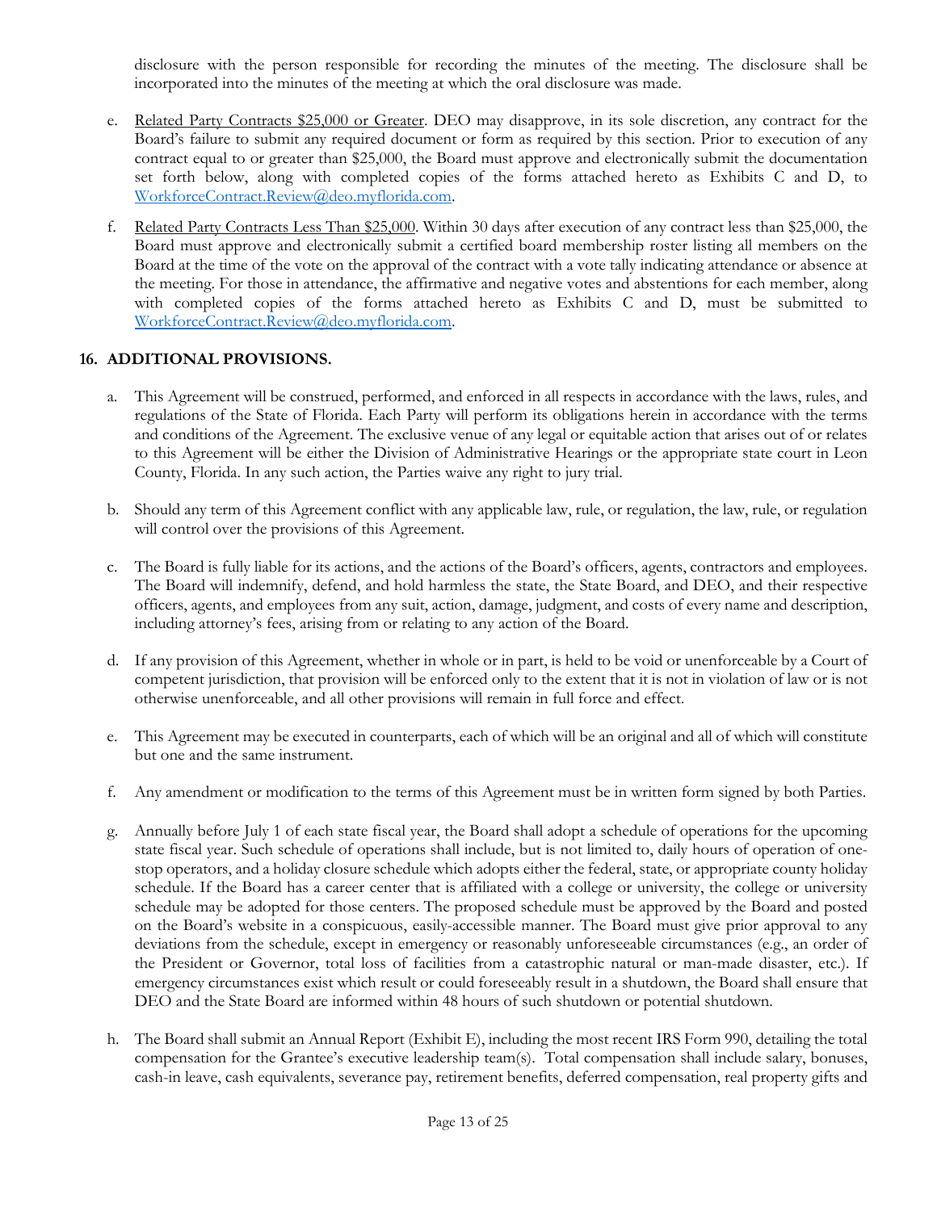disclosure with the person responsible for recording the minutes of the meeting. The disclosure shall be incorporated into the minutes of the meeting at which the oral disclosure was made.

e. Related Party Contracts $25,000 or Greater. DEO may disapprove, in its sole discretion, any contract for the Board's failure to submit any required document or form as required by this section. Prior to execution of any contract equal to or greater than $25,000, the Board must approve and electronically submit the documentation set forth below, along with completed copies of the forms attached hereto as Exhibits C and D, to WorkforceContract.Review@deo.myflorida.com.

f. Related Party Contracts Less Than $25,000. Within 30 days after execution of any contract less than $25,000, the Board must approve and electronically submit a certified board membership roster listing all members on the Board at the time of the vote on the approval of the contract with a vote tally indicating attendance or absence at the meeting. For those in attendance, the affirmative and negative votes and abstentions for each member, along with completed copies of the forms attached hereto as Exhibits C and D, must be submitted to WorkforceContract.Review@deo.myflorida.com.

## 16. ADDITIONAL PROVISIONS.

a. This Agreement will be construed, performed, and enforced in all respects in accordance with the laws, rules, and regulations of the State of Florida. Each Party will perform its obligations herein in accordance with the terms and conditions of the Agreement. The exclusive venue of any legal or equitable action that arises out of or relates to this Agreement will be either the Division of Administrative Hearings or the appropriate state court in Leon County, Florida. In any such action, the Parties waive any right to jury trial.

b. Should any term of this Agreement conflict with any applicable law, rule, or regulation, the law, rule, or regulation will control over the provisions of this Agreement.

c. The Board is fully liable for its actions, and the actions of the Board's officers, agents, contractors and employees. The Board will indemnify, defend, and hold harmless the state, the State Board, and DEO, and their respective officers, agents, and employees from any suit, action, damage, judgment, and costs of every name and description, including attorney's fees, arising from or relating to any action of the Board.

d. If any provision of this Agreement, whether in whole or in part, is held to be void or unenforceable by a Court of competent jurisdiction, that provision will be enforced only to the extent that it is not in violation of law or is not otherwise unenforceable, and all other provisions will remain in full force and effect.

e. This Agreement may be executed in counterparts, each of which will be an original and all of which will constitute but one and the same instrument.

f. Any amendment or modification to the terms of this Agreement must be in written form signed by both Parties.

g. Annually before July 1 of each state fiscal year, the Board shall adopt a schedule of operations for the upcoming state fiscal year. Such schedule of operations shall include, but is not limited to, daily hours of operation of one-stop operators, and a holiday closure schedule which adopts either the federal, state, or appropriate county holiday schedule. If the Board has a career center that is affiliated with a college or university, the college or university schedule may be adopted for those centers. The proposed schedule must be approved by the Board and posted on the Board's website in a conspicuous, easily-accessible manner. The Board must give prior approval to any deviations from the schedule, except in emergency or reasonably unforeseeable circumstances (e.g., an order of the President or Governor, total loss of facilities from a catastrophic natural or man-made disaster, etc.). If emergency circumstances exist which result or could foreseeably result in a shutdown, the Board shall ensure that DEO and the State Board are informed within 48 hours of such shutdown or potential shutdown.

h. The Board shall submit an Annual Report (Exhibit E), including the most recent IRS Form 990, detailing the total compensation for the Grantee's executive leadership team(s). Total compensation shall include salary, bonuses, cash-in leave, cash equivalents, severance pay, retirement benefits, deferred compensation, real property gifts and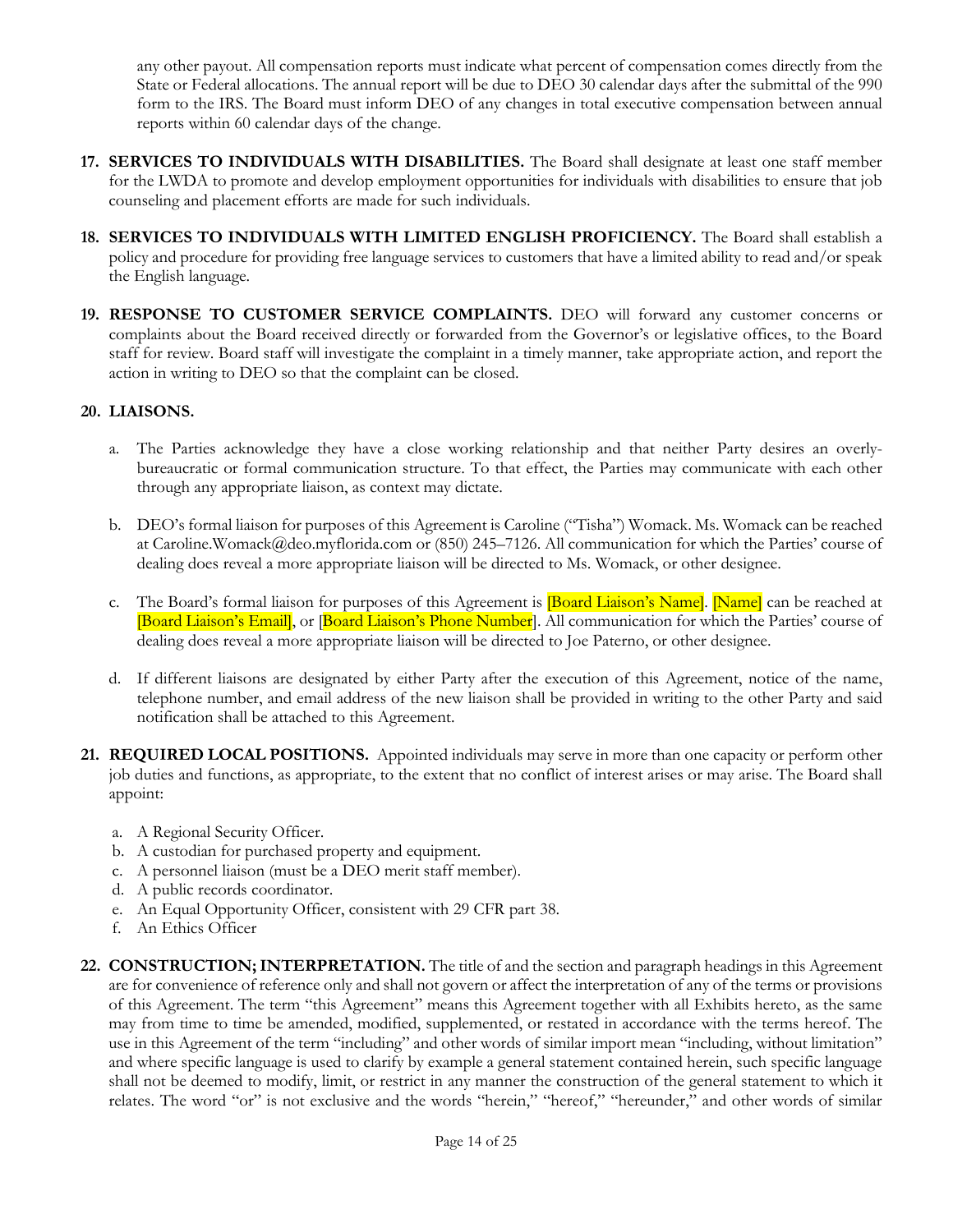any other payout. All compensation reports must indicate what percent of compensation comes directly from the State or Federal allocations. The annual report will be due to DEO 30 calendar days after the submittal of the 990 form to the IRS. The Board must inform DEO of any changes in total executive compensation between annual reports within 60 calendar days of the change.

17. **SERVICES TO INDIVIDUALS WITH DISABILITIES.** The Board shall designate at least one staff member for the LWDA to promote and develop employment opportunities for individuals with disabilities to ensure that job counseling and placement efforts are made for such individuals.

18. **SERVICES TO INDIVIDUALS WITH LIMITED ENGLISH PROFICIENCY.** The Board shall establish a policy and procedure for providing free language services to customers that have a limited ability to read and/or speak the English language.

19. **RESPONSE TO CUSTOMER SERVICE COMPLAINTS.** DEO will forward any customer concerns or complaints about the Board received directly or forwarded from the Governor's or legislative offices, to the Board staff for review. Board staff will investigate the complaint in a timely manner, take appropriate action, and report the action in writing to DEO so that the complaint can be closed.

20. **LIAISONS.**

    a. The Parties acknowledge they have a close working relationship and that neither Party desires an overly-bureaucratic or formal communication structure. To that effect, the Parties may communicate with each other through any appropriate liaison, as context may dictate.

    b. DEO's formal liaison for purposes of this Agreement is Caroline ("Tisha") Womack. Ms. Womack can be reached at Caroline.Womack@deo.myflorida.com or (850) 245–7126. All communication for which the Parties' course of dealing does reveal a more appropriate liaison will be directed to Ms. Womack, or other designee.

    c. The Board's formal liaison for purposes of this Agreement is [Board Liaison's Name]. [Name] can be reached at [Board Liaison's Email], or [Board Liaison's Phone Number]. All communication for which the Parties' course of dealing does reveal a more appropriate liaison will be directed to Joe Paterno, or other designee.

    d. If different liaisons are designated by either Party after the execution of this Agreement, notice of the name, telephone number, and email address of the new liaison shall be provided in writing to the other Party and said notification shall be attached to this Agreement.

21. **REQUIRED LOCAL POSITIONS.** Appointed individuals may serve in more than one capacity or perform other job duties and functions, as appropriate, to the extent that no conflict of interest arises or may arise. The Board shall appoint:

    a. A Regional Security Officer.
    b. A custodian for purchased property and equipment.
    c. A personnel liaison (must be a DEO merit staff member).
    d. A public records coordinator.
    e. An Equal Opportunity Officer, consistent with 29 CFR part 38.
    f. An Ethics Officer

22. **CONSTRUCTION; INTERPRETATION.** The title of and the section and paragraph headings in this Agreement are for convenience of reference only and shall not govern or affect the interpretation of any of the terms or provisions of this Agreement. The term "this Agreement" means this Agreement together with all Exhibits hereto, as the same may from time to time be amended, modified, supplemented, or restated in accordance with the terms hereof. The use in this Agreement of the term "including" and other words of similar import mean "including, without limitation" and where specific language is used to clarify by example a general statement contained herein, such specific language shall not be deemed to modify, limit, or restrict in any manner the construction of the general statement to which it relates. The word "or" is not exclusive and the words "herein," "hereof," "hereunder," and other words of similar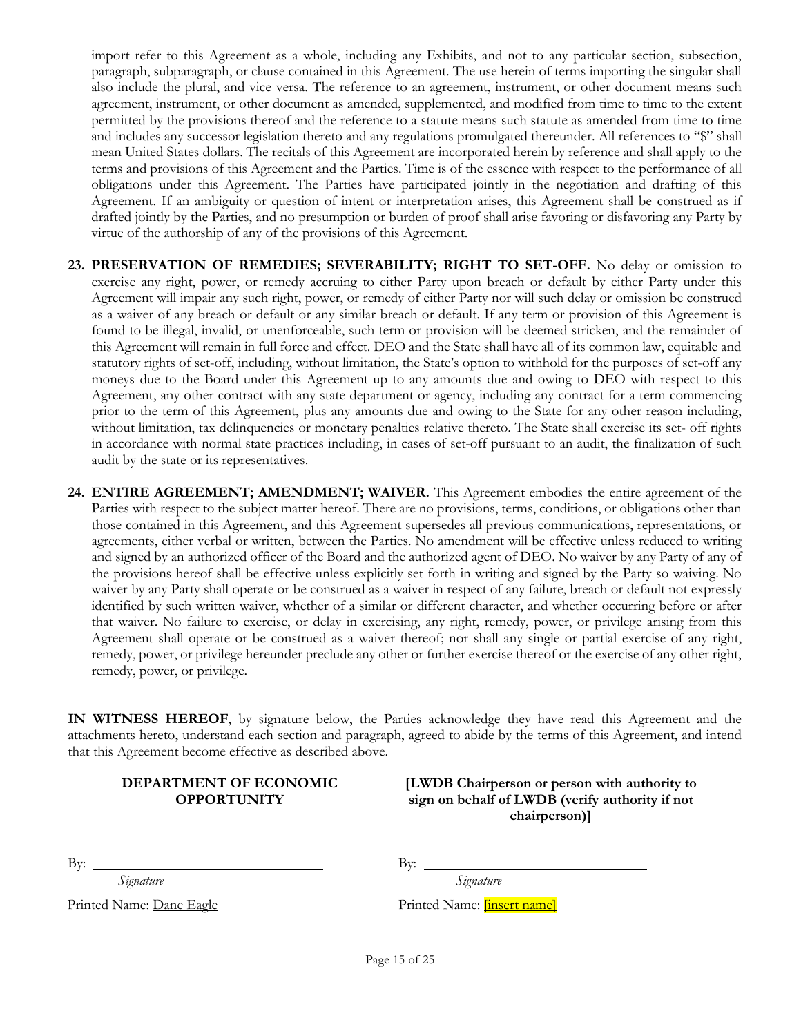import refer to this Agreement as a whole, including any Exhibits, and not to any particular section, subsection, paragraph, subparagraph, or clause contained in this Agreement. The use herein of terms importing the singular shall also include the plural, and vice versa. The reference to an agreement, instrument, or other document means such agreement, instrument, or other document as amended, supplemented, and modified from time to time to the extent permitted by the provisions thereof and the reference to a statute means such statute as amended from time to time and includes any successor legislation thereto and any regulations promulgated thereunder. All references to "$" shall mean United States dollars. The recitals of this Agreement are incorporated herein by reference and shall apply to the terms and provisions of this Agreement and the Parties. Time is of the essence with respect to the performance of all obligations under this Agreement. The Parties have participated jointly in the negotiation and drafting of this Agreement. If an ambiguity or question of intent or interpretation arises, this Agreement shall be construed as if drafted jointly by the Parties, and no presumption or burden of proof shall arise favoring or disfavoring any Party by virtue of the authorship of any of the provisions of this Agreement.

23. **PRESERVATION OF REMEDIES; SEVERABILITY; RIGHT TO SET-OFF.** No delay or omission to exercise any right, power, or remedy accruing to either Party upon breach or default by either Party under this Agreement will impair any such right, power, or remedy of either Party nor will such delay or omission be construed as a waiver of any breach or default or any similar breach or default. If any term or provision of this Agreement is found to be illegal, invalid, or unenforceable, such term or provision will be deemed stricken, and the remainder of this Agreement will remain in full force and effect. DEO and the State shall have all of its common law, equitable and statutory rights of set-off, including, without limitation, the State's option to withhold for the purposes of set-off any moneys due to the Board under this Agreement up to any amounts due and owing to DEO with respect to this Agreement, any other contract with any state department or agency, including any contract for a term commencing prior to the term of this Agreement, plus any amounts due and owing to the State for any other reason including, without limitation, tax delinquencies or monetary penalties relative thereto. The State shall exercise its set- off rights in accordance with normal state practices including, in cases of set-off pursuant to an audit, the finalization of such audit by the state or its representatives.

24. **ENTIRE AGREEMENT; AMENDMENT; WAIVER.** This Agreement embodies the entire agreement of the Parties with respect to the subject matter hereof. There are no provisions, terms, conditions, or obligations other than those contained in this Agreement, and this Agreement supersedes all previous communications, representations, or agreements, either verbal or written, between the Parties. No amendment will be effective unless reduced to writing and signed by an authorized officer of the Board and the authorized agent of DEO. No waiver by any Party of any of the provisions hereof shall be effective unless explicitly set forth in writing and signed by the Party so waiving. No waiver by any Party shall operate or be construed as a waiver in respect of any failure, breach or default not expressly identified by such written waiver, whether of a similar or different character, and whether occurring before or after that waiver. No failure to exercise, or delay in exercising, any right, remedy, power, or privilege arising from this Agreement shall operate or be construed as a waiver thereof; nor shall any single or partial exercise of any right, remedy, power, or privilege hereunder preclude any other or further exercise thereof or the exercise of any other right, remedy, power, or privilege.

**IN WITNESS HEREOF**, by signature below, the Parties acknowledge they have read this Agreement and the attachments hereto, understand each section and paragraph, agreed to abide by the terms of this Agreement, and intend that this Agreement become effective as described above.

| **DEPARTMENT OF ECONOMIC OPPORTUNITY** | **[LWDB Chairperson or person with authority to sign on behalf of LWDB (verify authority if not chairperson)]** |
|---|---|
| By: ______________________________ | By: ______________________________ |
| *Signature* | *Signature* |
| Printed Name: Dane Eagle | Printed Name: [insert name] |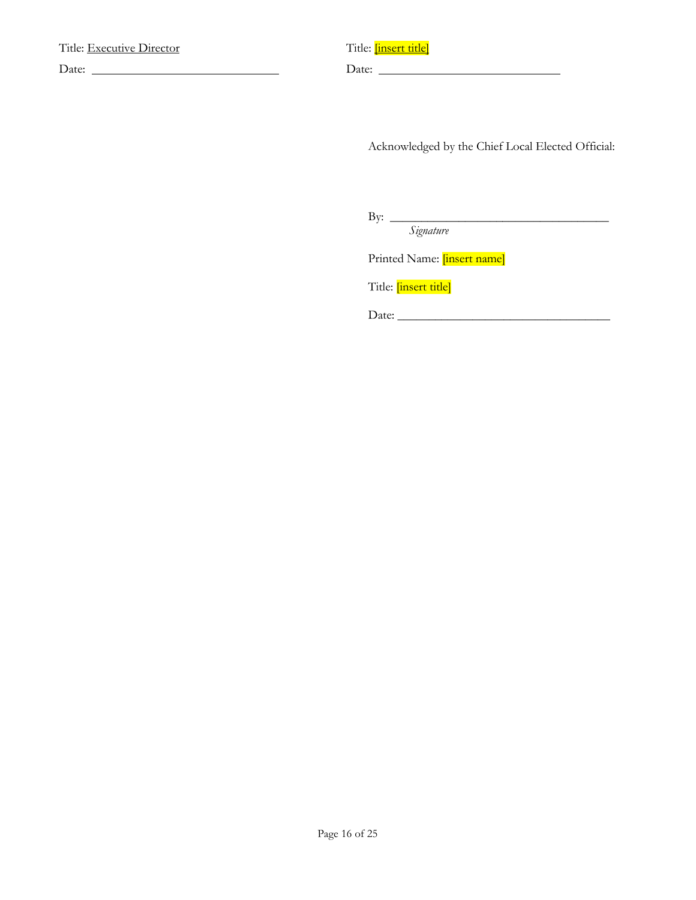Title: Executive Director

Date: ______________________________

Title: [insert title]

Date: ______________________________

Acknowledged by the Chief Local Elected Official:

By: ___________________________________
*Signature*

Printed Name: [insert name]

Title: [insert title]

Date: ___________________________________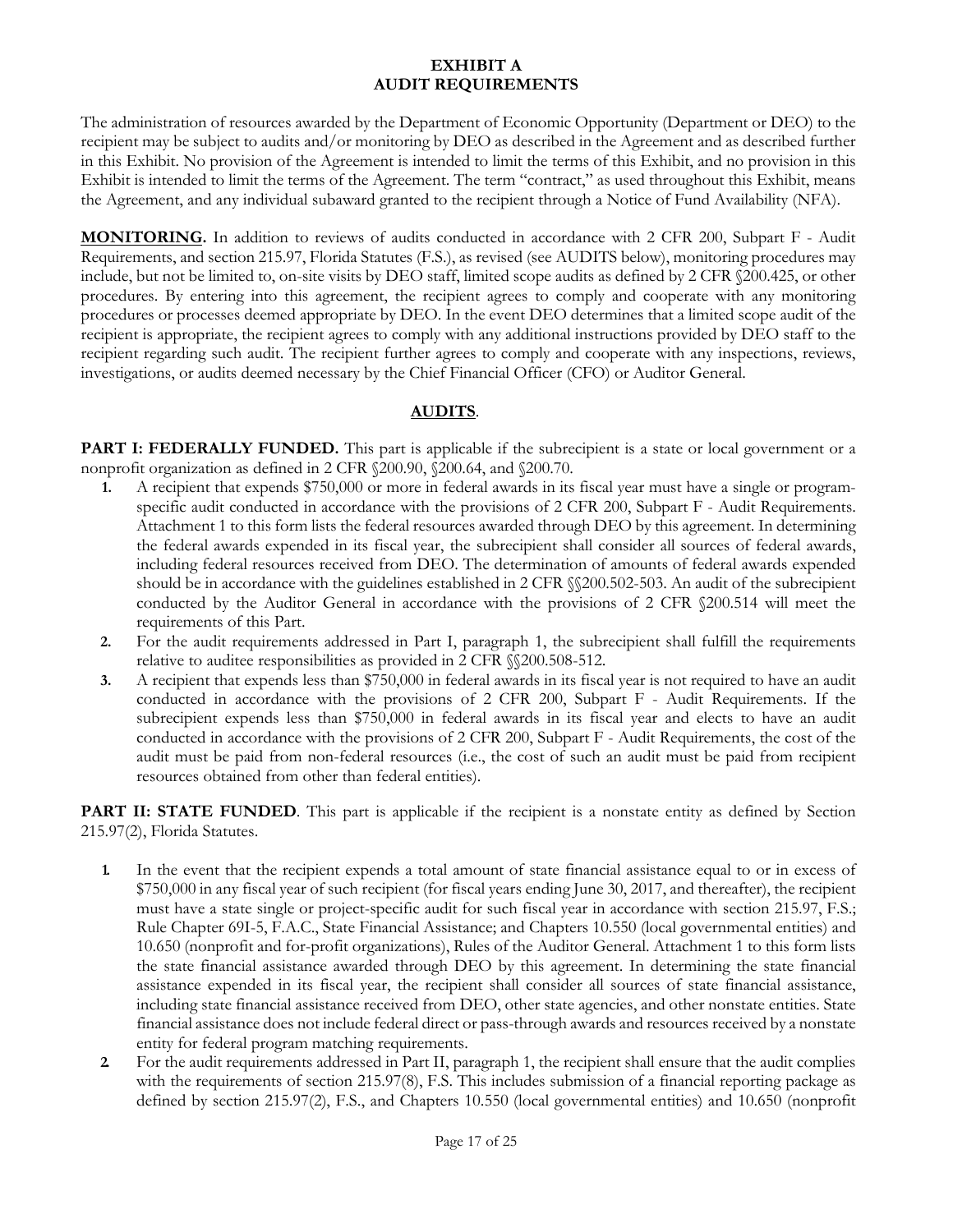# EXHIBIT A
# AUDIT REQUIREMENTS

The administration of resources awarded by the Department of Economic Opportunity (Department or DEO) to the recipient may be subject to audits and/or monitoring by DEO as described in the Agreement and as described further in this Exhibit. No provision of the Agreement is intended to limit the terms of this Exhibit, and no provision in this Exhibit is intended to limit the terms of the Agreement. The term "contract," as used throughout this Exhibit, means the Agreement, and any individual subaward granted to the recipient through a Notice of Fund Availability (NFA).

**MONITORING.** In addition to reviews of audits conducted in accordance with 2 CFR 200, Subpart F - Audit Requirements, and section 215.97, Florida Statutes (F.S.), as revised (see AUDITS below), monitoring procedures may include, but not be limited to, on-site visits by DEO staff, limited scope audits as defined by 2 CFR §200.425, or other procedures. By entering into this agreement, the recipient agrees to comply and cooperate with any monitoring procedures or processes deemed appropriate by DEO. In the event DEO determines that a limited scope audit of the recipient is appropriate, the recipient agrees to comply with any additional instructions provided by DEO staff to the recipient regarding such audit. The recipient further agrees to comply and cooperate with any inspections, reviews, investigations, or audits deemed necessary by the Chief Financial Officer (CFO) or Auditor General.

## AUDITS.

**PART I: FEDERALLY FUNDED.** This part is applicable if the subrecipient is a state or local government or a nonprofit organization as defined in 2 CFR §200.90, §200.64, and §200.70.

1. A recipient that expends $750,000 or more in federal awards in its fiscal year must have a single or program-specific audit conducted in accordance with the provisions of 2 CFR 200, Subpart F - Audit Requirements. Attachment 1 to this form lists the federal resources awarded through DEO by this agreement. In determining the federal awards expended in its fiscal year, the subrecipient shall consider all sources of federal awards, including federal resources received from DEO. The determination of amounts of federal awards expended should be in accordance with the guidelines established in 2 CFR §§200.502-503. An audit of the subrecipient conducted by the Auditor General in accordance with the provisions of 2 CFR §200.514 will meet the requirements of this Part.
2. For the audit requirements addressed in Part I, paragraph 1, the subrecipient shall fulfill the requirements relative to auditee responsibilities as provided in 2 CFR §§200.508-512.
3. A recipient that expends less than $750,000 in federal awards in its fiscal year is not required to have an audit conducted in accordance with the provisions of 2 CFR 200, Subpart F - Audit Requirements. If the subrecipient expends less than $750,000 in federal awards in its fiscal year and elects to have an audit conducted in accordance with the provisions of 2 CFR 200, Subpart F - Audit Requirements, the cost of the audit must be paid from non-federal resources (i.e., the cost of such an audit must be paid from recipient resources obtained from other than federal entities).

**PART II: STATE FUNDED**. This part is applicable if the recipient is a nonstate entity as defined by Section 215.97(2), Florida Statutes.

1. In the event that the recipient expends a total amount of state financial assistance equal to or in excess of $750,000 in any fiscal year of such recipient (for fiscal years ending June 30, 2017, and thereafter), the recipient must have a state single or project-specific audit for such fiscal year in accordance with section 215.97, F.S.; Rule Chapter 69I-5, F.A.C., State Financial Assistance; and Chapters 10.550 (local governmental entities) and 10.650 (nonprofit and for-profit organizations), Rules of the Auditor General. Attachment 1 to this form lists the state financial assistance awarded through DEO by this agreement. In determining the state financial assistance expended in its fiscal year, the recipient shall consider all sources of state financial assistance, including state financial assistance received from DEO, other state agencies, and other nonstate entities. State financial assistance does not include federal direct or pass-through awards and resources received by a nonstate entity for federal program matching requirements.
2. For the audit requirements addressed in Part II, paragraph 1, the recipient shall ensure that the audit complies with the requirements of section 215.97(8), F.S. This includes submission of a financial reporting package as defined by section 215.97(2), F.S., and Chapters 10.550 (local governmental entities) and 10.650 (nonprofit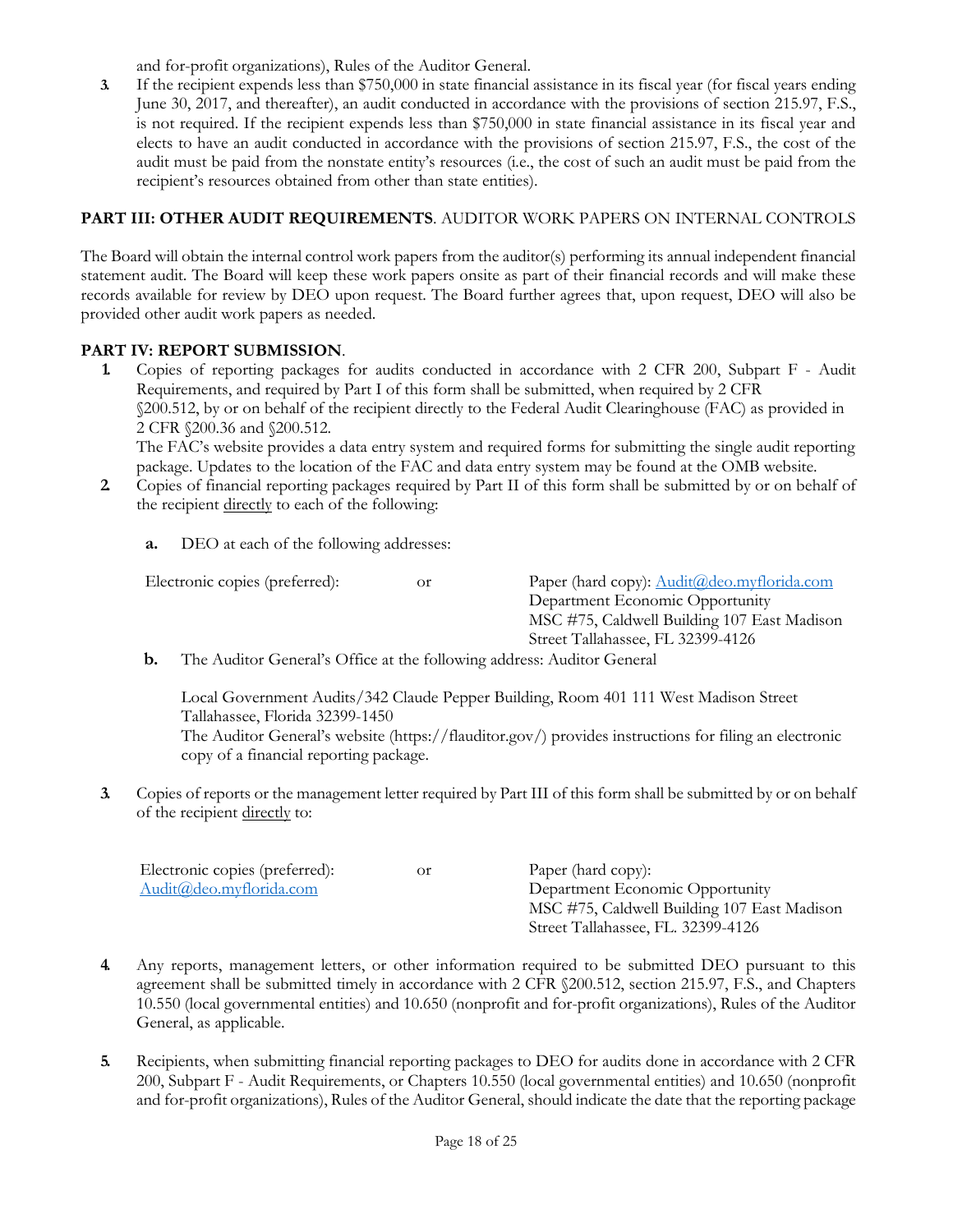and for-profit organizations), Rules of the Auditor General.

3. If the recipient expends less than $750,000 in state financial assistance in its fiscal year (for fiscal years ending June 30, 2017, and thereafter), an audit conducted in accordance with the provisions of section 215.97, F.S., is not required. If the recipient expends less than $750,000 in state financial assistance in its fiscal year and elects to have an audit conducted in accordance with the provisions of section 215.97, F.S., the cost of the audit must be paid from the nonstate entity's resources (i.e., the cost of such an audit must be paid from the recipient's resources obtained from other than state entities).

**PART III: OTHER AUDIT REQUIREMENTS**. AUDITOR WORK PAPERS ON INTERNAL CONTROLS

The Board will obtain the internal control work papers from the auditor(s) performing its annual independent financial statement audit. The Board will keep these work papers onsite as part of their financial records and will make these records available for review by DEO upon request. The Board further agrees that, upon request, DEO will also be provided other audit work papers as needed.

**PART IV: REPORT SUBMISSION**.

1. Copies of reporting packages for audits conducted in accordance with 2 CFR 200, Subpart F - Audit Requirements, and required by Part I of this form shall be submitted, when required by 2 CFR §200.512, by or on behalf of the recipient directly to the Federal Audit Clearinghouse (FAC) as provided in 2 CFR §200.36 and §200.512.
   The FAC's website provides a data entry system and required forms for submitting the single audit reporting package. Updates to the location of the FAC and data entry system may be found at the OMB website.
2. Copies of financial reporting packages required by Part II of this form shall be submitted by or on behalf of the recipient directly to each of the following:

   **a.** DEO at each of the following addresses:

   Electronic copies (preferred): or Paper (hard copy): Audit@deo.myflorida.com
   Department Economic Opportunity
   MSC #75, Caldwell Building 107 East Madison
   Street Tallahassee, FL 32399-4126

   **b.** The Auditor General's Office at the following address: Auditor General

   Local Government Audits/342 Claude Pepper Building, Room 401 111 West Madison Street
   Tallahassee, Florida 32399-1450
   The Auditor General's website (https://flauditor.gov/) provides instructions for filing an electronic copy of a financial reporting package.

3. Copies of reports or the management letter required by Part III of this form shall be submitted by or on behalf of the recipient directly to:

   Electronic copies (preferred): Audit@deo.myflorida.com
   or
   Paper (hard copy):
   Department Economic Opportunity
   MSC #75, Caldwell Building 107 East Madison
   Street Tallahassee, FL. 32399-4126

4. Any reports, management letters, or other information required to be submitted DEO pursuant to this agreement shall be submitted timely in accordance with 2 CFR §200.512, section 215.97, F.S., and Chapters 10.550 (local governmental entities) and 10.650 (nonprofit and for-profit organizations), Rules of the Auditor General, as applicable.

5. Recipients, when submitting financial reporting packages to DEO for audits done in accordance with 2 CFR 200, Subpart F - Audit Requirements, or Chapters 10.550 (local governmental entities) and 10.650 (nonprofit and for-profit organizations), Rules of the Auditor General, should indicate the date that the reporting package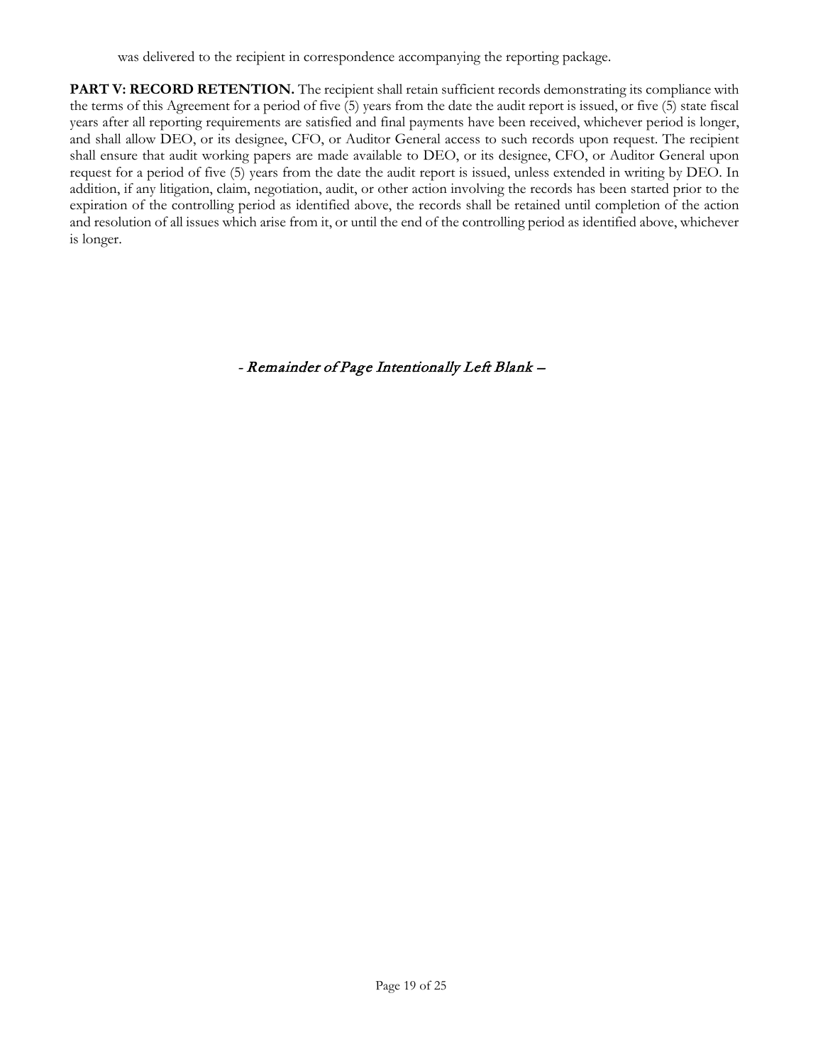was delivered to the recipient in correspondence accompanying the reporting package.

**PART V: RECORD RETENTION.** The recipient shall retain sufficient records demonstrating its compliance with the terms of this Agreement for a period of five (5) years from the date the audit report is issued, or five (5) state fiscal years after all reporting requirements are satisfied and final payments have been received, whichever period is longer, and shall allow DEO, or its designee, CFO, or Auditor General access to such records upon request. The recipient shall ensure that audit working papers are made available to DEO, or its designee, CFO, or Auditor General upon request for a period of five (5) years from the date the audit report is issued, unless extended in writing by DEO. In addition, if any litigation, claim, negotiation, audit, or other action involving the records has been started prior to the expiration of the controlling period as identified above, the records shall be retained until completion of the action and resolution of all issues which arise from it, or until the end of the controlling period as identified above, whichever is longer.

*- Remainder of Page Intentionally Left Blank –*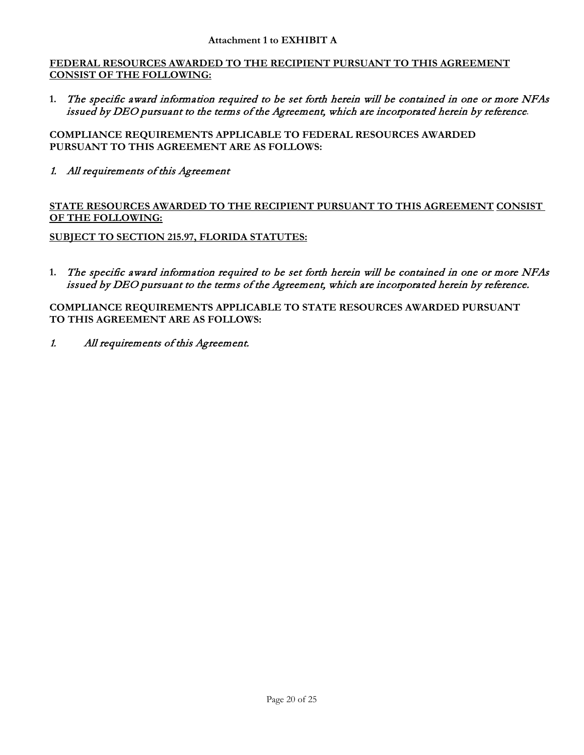**Attachment 1 to EXHIBIT A**

**FEDERAL RESOURCES AWARDED TO THE RECIPIENT PURSUANT TO THIS AGREEMENT CONSIST OF THE FOLLOWING:**

1. *The specific award information required to be set forth herein will be contained in one or more NFAs issued by DEO pursuant to the terms of the Agreement, which are incorporated herein by reference.*

**COMPLIANCE REQUIREMENTS APPLICABLE TO FEDERAL RESOURCES AWARDED PURSUANT TO THIS AGREEMENT ARE AS FOLLOWS:**

1. *All requirements of this Agreement*

**STATE RESOURCES AWARDED TO THE RECIPIENT PURSUANT TO THIS AGREEMENT CONSIST OF THE FOLLOWING:**

**SUBJECT TO SECTION 215.97, FLORIDA STATUTES:**

1. *The specific award information required to be set forth herein will be contained in one or more NFAs issued by DEO pursuant to the terms of the Agreement, which are incorporated herein by reference.*

**COMPLIANCE REQUIREMENTS APPLICABLE TO STATE RESOURCES AWARDED PURSUANT TO THIS AGREEMENT ARE AS FOLLOWS:**

1. *All requirements of this Agreement.*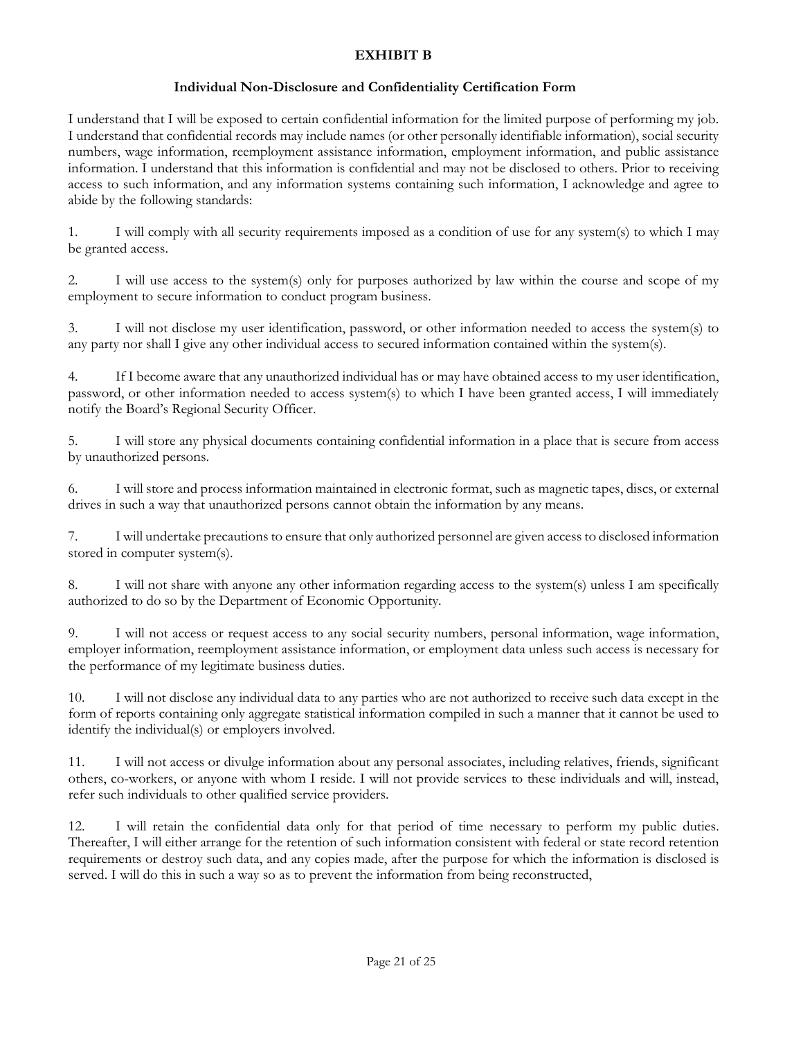**EXHIBIT B**

**Individual Non-Disclosure and Confidentiality Certification Form**

I understand that I will be exposed to certain confidential information for the limited purpose of performing my job. I understand that confidential records may include names (or other personally identifiable information), social security numbers, wage information, reemployment assistance information, employment information, and public assistance information. I understand that this information is confidential and may not be disclosed to others. Prior to receiving access to such information, and any information systems containing such information, I acknowledge and agree to abide by the following standards:

1. I will comply with all security requirements imposed as a condition of use for any system(s) to which I may be granted access.

2. I will use access to the system(s) only for purposes authorized by law within the course and scope of my employment to secure information to conduct program business.

3. I will not disclose my user identification, password, or other information needed to access the system(s) to any party nor shall I give any other individual access to secured information contained within the system(s).

4. If I become aware that any unauthorized individual has or may have obtained access to my user identification, password, or other information needed to access system(s) to which I have been granted access, I will immediately notify the Board's Regional Security Officer.

5. I will store any physical documents containing confidential information in a place that is secure from access by unauthorized persons.

6. I will store and process information maintained in electronic format, such as magnetic tapes, discs, or external drives in such a way that unauthorized persons cannot obtain the information by any means.

7. I will undertake precautions to ensure that only authorized personnel are given access to disclosed information stored in computer system(s).

8. I will not share with anyone any other information regarding access to the system(s) unless I am specifically authorized to do so by the Department of Economic Opportunity.

9. I will not access or request access to any social security numbers, personal information, wage information, employer information, reemployment assistance information, or employment data unless such access is necessary for the performance of my legitimate business duties.

10. I will not disclose any individual data to any parties who are not authorized to receive such data except in the form of reports containing only aggregate statistical information compiled in such a manner that it cannot be used to identify the individual(s) or employers involved.

11. I will not access or divulge information about any personal associates, including relatives, friends, significant others, co-workers, or anyone with whom I reside. I will not provide services to these individuals and will, instead, refer such individuals to other qualified service providers.

12. I will retain the confidential data only for that period of time necessary to perform my public duties. Thereafter, I will either arrange for the retention of such information consistent with federal or state record retention requirements or destroy such data, and any copies made, after the purpose for which the information is disclosed is served. I will do this in such a way so as to prevent the information from being reconstructed,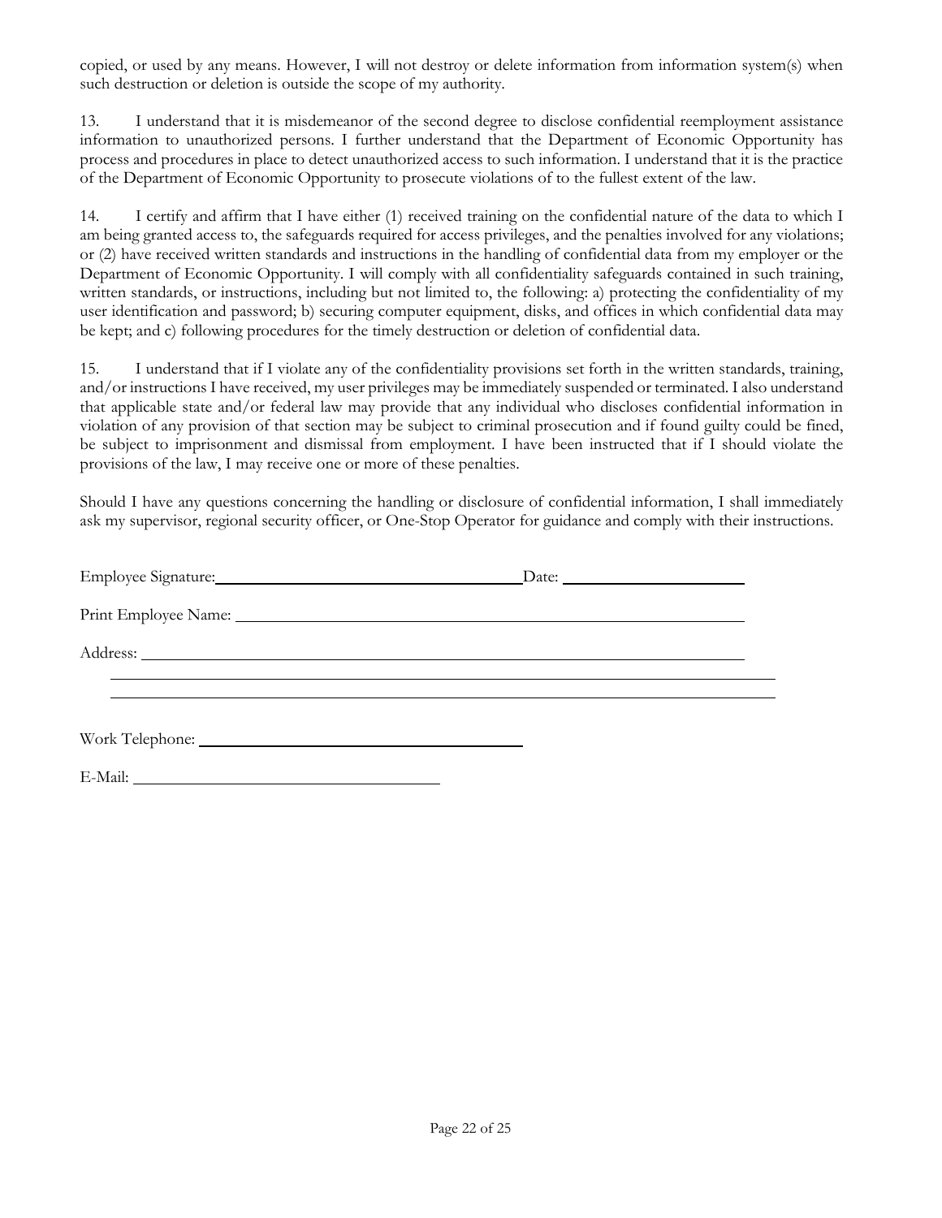copied, or used by any means. However, I will not destroy or delete information from information system(s) when such destruction or deletion is outside the scope of my authority.

13. I understand that it is misdemeanor of the second degree to disclose confidential reemployment assistance information to unauthorized persons. I further understand that the Department of Economic Opportunity has process and procedures in place to detect unauthorized access to such information. I understand that it is the practice of the Department of Economic Opportunity to prosecute violations of to the fullest extent of the law.

14. I certify and affirm that I have either (1) received training on the confidential nature of the data to which I am being granted access to, the safeguards required for access privileges, and the penalties involved for any violations; or (2) have received written standards and instructions in the handling of confidential data from my employer or the Department of Economic Opportunity. I will comply with all confidentiality safeguards contained in such training, written standards, or instructions, including but not limited to, the following: a) protecting the confidentiality of my user identification and password; b) securing computer equipment, disks, and offices in which confidential data may be kept; and c) following procedures for the timely destruction or deletion of confidential data.

15. I understand that if I violate any of the confidentiality provisions set forth in the written standards, training, and/or instructions I have received, my user privileges may be immediately suspended or terminated. I also understand that applicable state and/or federal law may provide that any individual who discloses confidential information in violation of any provision of that section may be subject to criminal prosecution and if found guilty could be fined, be subject to imprisonment and dismissal from employment. I have been instructed that if I should violate the provisions of the law, I may receive one or more of these penalties.

Should I have any questions concerning the handling or disclosure of confidential information, I shall immediately ask my supervisor, regional security officer, or One-Stop Operator for guidance and comply with their instructions.

Employee Signature:\_\_\_\_\_\_\_\_\_\_\_\_\_\_\_\_\_\_\_\_\_\_\_\_\_\_\_\_\_\_\_\_\_\_\_\_ Date: \_\_\_\_\_\_\_\_\_\_\_\_\_\_\_\_\_\_\_\_

Print Employee Name: \_\_\_\_\_\_\_\_\_\_\_\_\_\_\_\_\_\_\_\_\_\_\_\_\_\_\_\_\_\_\_\_\_\_\_\_\_\_\_\_\_\_\_\_\_\_\_\_\_\_\_\_\_\_\_\_

Address: \_\_\_\_\_\_\_\_\_\_\_\_\_\_\_\_\_\_\_\_\_\_\_\_\_\_\_\_\_\_\_\_\_\_\_\_\_\_\_\_\_\_\_\_\_\_\_\_\_\_\_\_\_\_\_\_\_\_\_\_\_\_\_\_\_

\_\_\_\_\_\_\_\_\_\_\_\_\_\_\_\_\_\_\_\_\_\_\_\_\_\_\_\_\_\_\_\_\_\_\_\_\_\_\_\_\_\_\_\_\_\_\_\_\_\_\_\_\_\_\_\_\_\_\_\_\_\_\_\_\_\_\_\_\_\_\_\_

\_\_\_\_\_\_\_\_\_\_\_\_\_\_\_\_\_\_\_\_\_\_\_\_\_\_\_\_\_\_\_\_\_\_\_\_\_\_\_\_\_\_\_\_\_\_\_\_\_\_\_\_\_\_\_\_\_\_\_\_\_\_\_\_\_\_\_\_\_\_\_\_

Work Telephone: \_\_\_\_\_\_\_\_\_\_\_\_\_\_\_\_\_\_\_\_\_\_\_\_\_\_\_\_\_\_\_\_\_\_\_\_\_\_\_\_

E-Mail: \_\_\_\_\_\_\_\_\_\_\_\_\_\_\_\_\_\_\_\_\_\_\_\_\_\_\_\_\_\_\_\_\_\_\_\_\_\_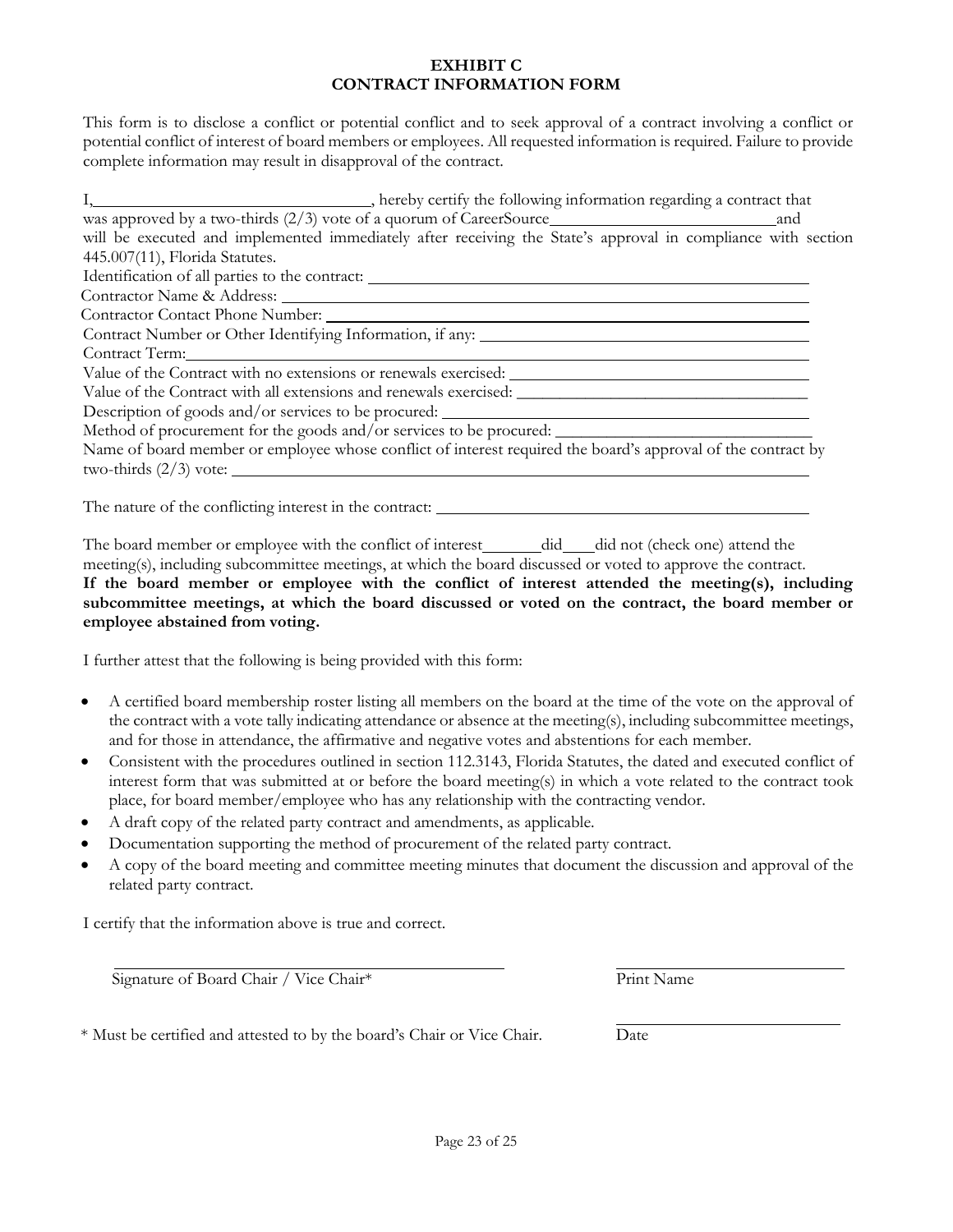**EXHIBIT C**
**CONTRACT INFORMATION FORM**

This form is to disclose a conflict or potential conflict and to seek approval of a contract involving a conflict or potential conflict of interest of board members or employees. All requested information is required. Failure to provide complete information may result in disapproval of the contract.

I,________________________________, hereby certify the following information regarding a contract that was approved by a two-thirds (2/3) vote of a quorum of CareerSource__________________________and will be executed and implemented immediately after receiving the State's approval in compliance with section 445.007(11), Florida Statutes.

Identification of all parties to the contract: ____________________________________________________

Contractor Name & Address: ______________________________________________________________

Contractor Contact Phone Number: _________________________________________________________

Contract Number or Other Identifying Information, if any: _______________________________________

Contract Term:____________________________________________________________________

Value of the Contract with no extensions or renewals exercised: __________________________________

Value of the Contract with all extensions and renewals exercised: ________________________________

Description of goods and/or services to be procured: ___________________________________________

Method of procurement for the goods and/or services to be procured: ______________________________

Name of board member or employee whose conflict of interest required the board's approval of the contract by two-thirds (2/3) vote: ____________________________________________________________

The nature of the conflicting interest in the contract: ____________________________________________

The board member or employee with the conflict of interest_______did____did not (check one) attend the meeting(s), including subcommittee meetings, at which the board discussed or voted to approve the contract.
**If the board member or employee with the conflict of interest attended the meeting(s), including subcommittee meetings, at which the board discussed or voted on the contract, the board member or employee abstained from voting.**

I further attest that the following is being provided with this form:

- A certified board membership roster listing all members on the board at the time of the vote on the approval of the contract with a vote tally indicating attendance or absence at the meeting(s), including subcommittee meetings, and for those in attendance, the affirmative and negative votes and abstentions for each member.
- Consistent with the procedures outlined in section 112.3143, Florida Statutes, the dated and executed conflict of interest form that was submitted at or before the board meeting(s) in which a vote related to the contract took place, for board member/employee who has any relationship with the contracting vendor.
- A draft copy of the related party contract and amendments, as applicable.
- Documentation supporting the method of procurement of the related party contract.
- A copy of the board meeting and committee meeting minutes that document the discussion and approval of the related party contract.

I certify that the information above is true and correct.

_______________________________________________ ___________________________

Signature of Board Chair / Vice Chair* Print Name

___________________________

\* Must be certified and attested to by the board's Chair or Vice Chair. Date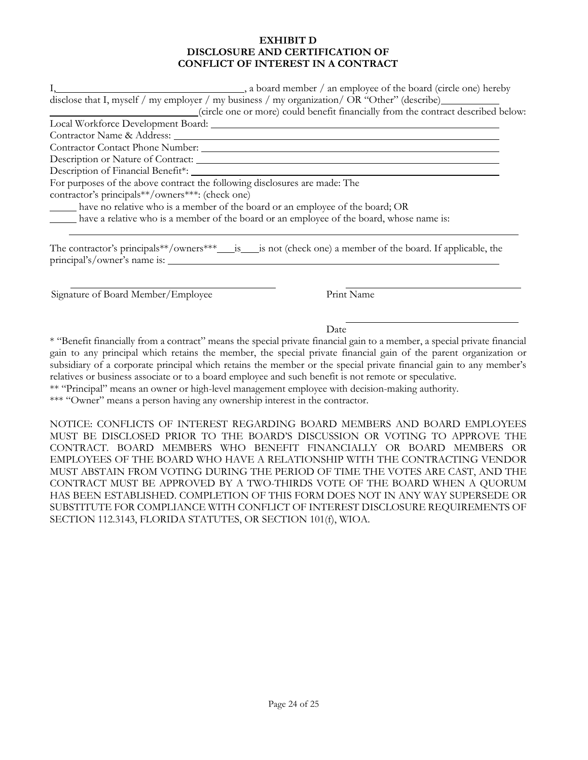**EXHIBIT D**
**DISCLOSURE AND CERTIFICATION OF**
**CONFLICT OF INTEREST IN A CONTRACT**

I, \_\_\_\_\_\_\_\_\_\_\_\_\_\_\_\_\_\_\_\_\_\_\_\_\_\_\_\_\_\_\_\_\_\_\_\_, a board member / an employee of the board (circle one) hereby disclose that I, myself / my employer / my business / my organization/ OR "Other" (describe)\_\_\_\_\_\_\_\_\_\_\_\_\_\_\_\_\_\_\_\_\_\_\_\_\_\_\_\_\_\_\_\_\_\_\_\_\_\_\_\_ (circle one or more) could benefit financially from the contract described below:

Local Workforce Development Board: \_\_\_\_\_\_\_\_\_\_\_\_\_\_\_\_\_\_\_\_\_\_\_\_\_\_\_\_\_\_\_\_\_\_\_\_\_\_\_\_

Contractor Name & Address: \_\_\_\_\_\_\_\_\_\_\_\_\_\_\_\_\_\_\_\_\_\_\_\_\_\_\_\_\_\_\_\_\_\_\_\_\_\_\_\_

Contractor Contact Phone Number: \_\_\_\_\_\_\_\_\_\_\_\_\_\_\_\_\_\_\_\_\_\_\_\_\_\_\_\_\_\_\_\_\_\_\_\_\_\_\_\_

Description or Nature of Contract: \_\_\_\_\_\_\_\_\_\_\_\_\_\_\_\_\_\_\_\_\_\_\_\_\_\_\_\_\_\_\_\_\_\_\_\_\_\_\_\_

Description of Financial Benefit*: \_\_\_\_\_\_\_\_\_\_\_\_\_\_\_\_\_\_\_\_\_\_\_\_\_\_\_\_\_\_\_\_\_\_\_\_\_\_\_\_

For purposes of the above contract the following disclosures are made: The contractor's principals**/owners***: (check one)

\_\_\_\_\_ have no relative who is a member of the board or an employee of the board; OR

\_\_\_\_\_ have a relative who is a member of the board or an employee of the board, whose name is:

\_\_\_\_\_\_\_\_\_\_\_\_\_\_\_\_\_\_\_\_\_\_\_\_\_\_\_\_\_\_\_\_\_\_\_\_\_\_\_\_\_\_\_\_\_\_\_\_\_\_\_\_\_\_\_\_\_\_\_\_\_\_\_\_\_\_\_\_\_\_\_\_\_\_\_\_

The contractor's principals**/owners*** \_\_\_is\_\_\_is not (check one) a member of the board. If applicable, the principal's/owner's name is: \_\_\_\_\_\_\_\_\_\_\_\_\_\_\_\_\_\_\_\_\_\_\_\_\_\_\_\_\_\_\_\_\_\_\_\_\_\_\_\_

\_\_\_\_\_\_\_\_\_\_\_\_\_\_\_\_\_\_\_\_\_\_\_\_\_\_\_\_\_\_\_\_\_\_\_\_\_\_\_\_ \_\_\_\_\_\_\_\_\_\_\_\_\_\_\_\_\_\_\_\_\_\_\_\_\_\_\_\_\_\_\_\_\_\_\_\_\_\_\_\_

Signature of Board Member/Employee Print Name

\_\_\_\_\_\_\_\_\_\_\_\_\_\_\_\_\_\_\_\_\_\_\_\_\_\_\_\_\_\_\_\_\_\_\_\_\_\_\_\_

Date

* "Benefit financially from a contract" means the special private financial gain to a member, a special private financial gain to any principal which retains the member, the special private financial gain of the parent organization or subsidiary of a corporate principal which retains the member or the special private financial gain to any member's relatives or business associate or to a board employee and such benefit is not remote or speculative.

** "Principal" means an owner or high-level management employee with decision-making authority.

*** "Owner" means a person having any ownership interest in the contractor.

NOTICE: CONFLICTS OF INTEREST REGARDING BOARD MEMBERS AND BOARD EMPLOYEES MUST BE DISCLOSED PRIOR TO THE BOARD'S DISCUSSION OR VOTING TO APPROVE THE CONTRACT. BOARD MEMBERS WHO BENEFIT FINANCIALLY OR BOARD MEMBERS OR EMPLOYEES OF THE BOARD WHO HAVE A RELATIONSHIP WITH THE CONTRACTING VENDOR MUST ABSTAIN FROM VOTING DURING THE PERIOD OF TIME THE VOTES ARE CAST, AND THE CONTRACT MUST BE APPROVED BY A TWO-THIRDS VOTE OF THE BOARD WHEN A QUORUM HAS BEEN ESTABLISHED. COMPLETION OF THIS FORM DOES NOT IN ANY WAY SUPERSEDE OR SUBSTITUTE FOR COMPLIANCE WITH CONFLICT OF INTEREST DISCLOSURE REQUIREMENTS OF SECTION 112.3143, FLORIDA STATUTES, OR SECTION 101(f), WIOA.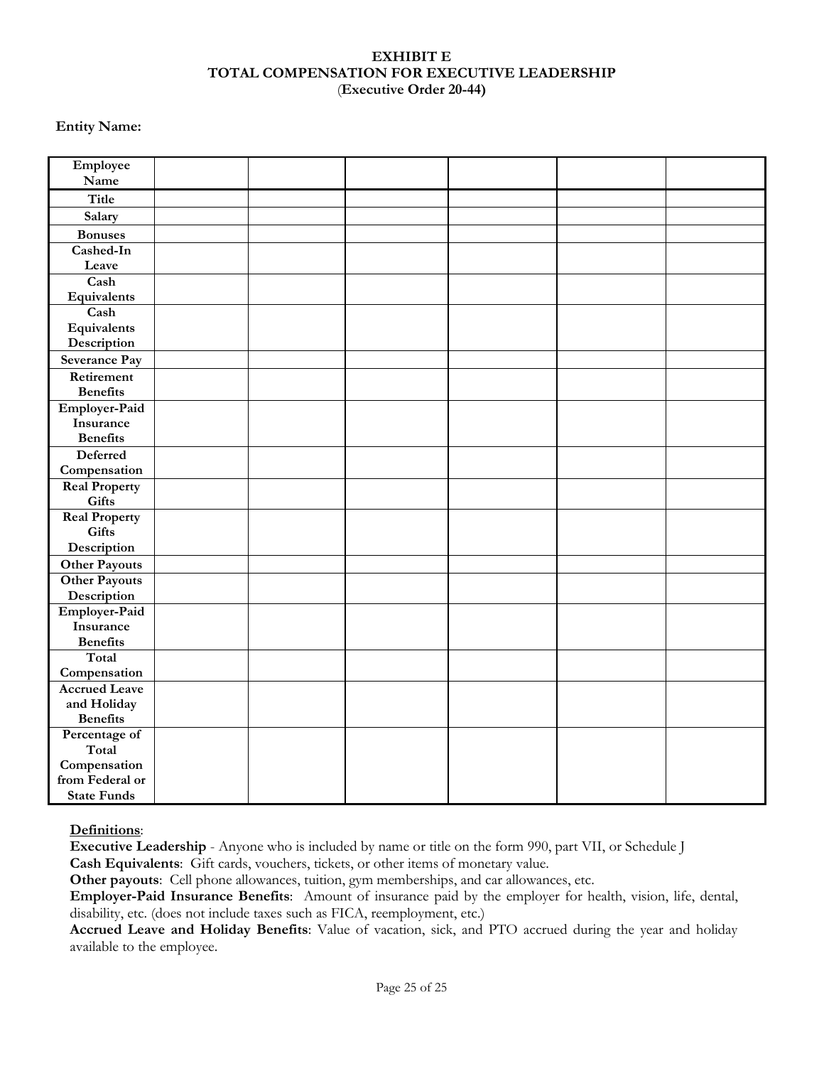**EXHIBIT E**
**TOTAL COMPENSATION FOR EXECUTIVE LEADERSHIP**
(**Executive Order 20-44)**

**Entity Name:**

| Employee Name | | | | | | |
|---|---|---|---|---|---|---|
| Title | | | | | | |
| Salary | | | | | | |
| Bonuses | | | | | | |
| Cashed-In Leave | | | | | | |
| Cash Equivalents | | | | | | |
| Cash Equivalents Description | | | | | | |
| Severance Pay | | | | | | |
| Retirement Benefits | | | | | | |
| Employer-Paid Insurance Benefits | | | | | | |
| Deferred Compensation | | | | | | |
| Real Property Gifts | | | | | | |
| Real Property Gifts Description | | | | | | |
| Other Payouts | | | | | | |
| Other Payouts Description | | | | | | |
| Employer-Paid Insurance Benefits | | | | | | |
| Total Compensation | | | | | | |
| Accrued Leave and Holiday Benefits | | | | | | |
| Percentage of Total Compensation from Federal or State Funds | | | | | | |

**Definitions**:

**Executive Leadership** - Anyone who is included by name or title on the form 990, part VII, or Schedule J

**Cash Equivalents**: Gift cards, vouchers, tickets, or other items of monetary value.

**Other payouts**: Cell phone allowances, tuition, gym memberships, and car allowances, etc.

**Employer-Paid Insurance Benefits**: Amount of insurance paid by the employer for health, vision, life, dental, disability, etc. (does not include taxes such as FICA, reemployment, etc.)

**Accrued Leave and Holiday Benefits**: Value of vacation, sick, and PTO accrued during the year and holiday available to the employee.